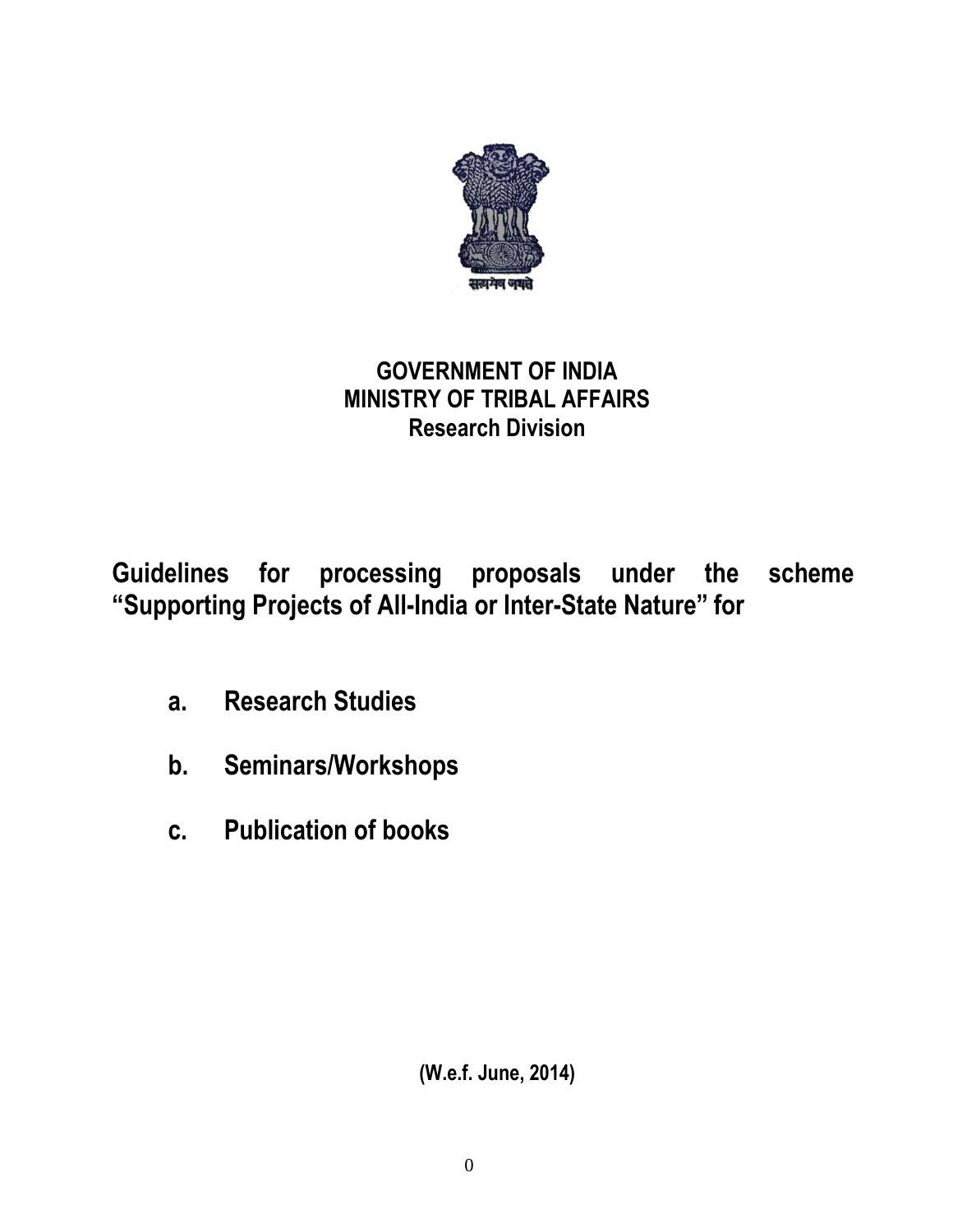**GOVERNMENT OF INDIA**
**MINISTRY OF TRIBAL AFFAIRS**
**Research Division**

# Guidelines for processing proposals under the scheme "Supporting Projects of All-India or Inter-State Nature" for

a. **Research Studies**

b. **Seminars/Workshops**

c. **Publication of books**

**(W.e.f. June, 2014)**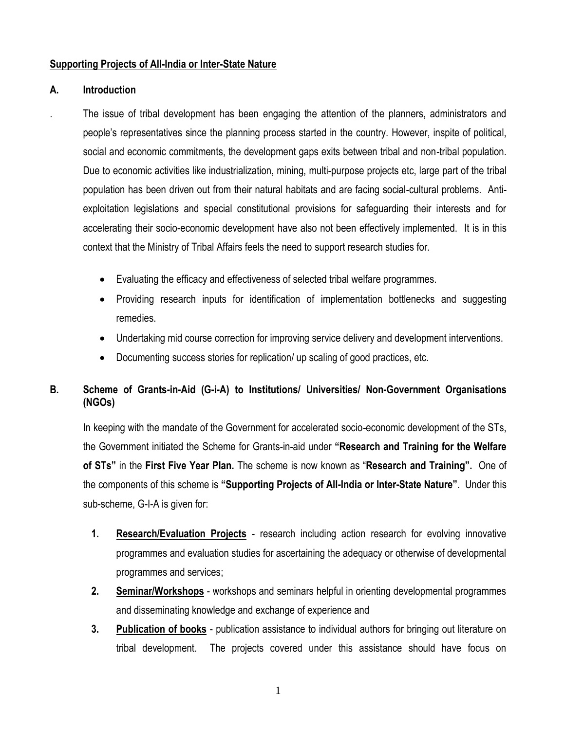**Supporting Projects of All-India or Inter-State Nature**

## A. Introduction

. The issue of tribal development has been engaging the attention of the planners, administrators and people's representatives since the planning process started in the country. However, inspite of political, social and economic commitments, the development gaps exits between tribal and non-tribal population. Due to economic activities like industrialization, mining, multi-purpose projects etc, large part of the tribal population has been driven out from their natural habitats and are facing social-cultural problems. Anti-exploitation legislations and special constitutional provisions for safeguarding their interests and for accelerating their socio-economic development have also not been effectively implemented. It is in this context that the Ministry of Tribal Affairs feels the need to support research studies for.

- Evaluating the efficacy and effectiveness of selected tribal welfare programmes.
- Providing research inputs for identification of implementation bottlenecks and suggesting remedies.
- Undertaking mid course correction for improving service delivery and development interventions.
- Documenting success stories for replication/ up scaling of good practices, etc.

## B. Scheme of Grants-in-Aid (G-i-A) to Institutions/ Universities/ Non-Government Organisations (NGOs)

In keeping with the mandate of the Government for accelerated socio-economic development of the STs, the Government initiated the Scheme for Grants-in-aid under **"Research and Training for the Welfare of STs"** in the **First Five Year Plan.** The scheme is now known as "**Research and Training".** One of the components of this scheme is **"Supporting Projects of All-India or Inter-State Nature"**. Under this sub-scheme, G-I-A is given for:

1. **Research/Evaluation Projects** - research including action research for evolving innovative programmes and evaluation studies for ascertaining the adequacy or otherwise of developmental programmes and services;
2. **Seminar/Workshops** - workshops and seminars helpful in orienting developmental programmes and disseminating knowledge and exchange of experience and
3. **Publication of books** - publication assistance to individual authors for bringing out literature on tribal development. The projects covered under this assistance should have focus on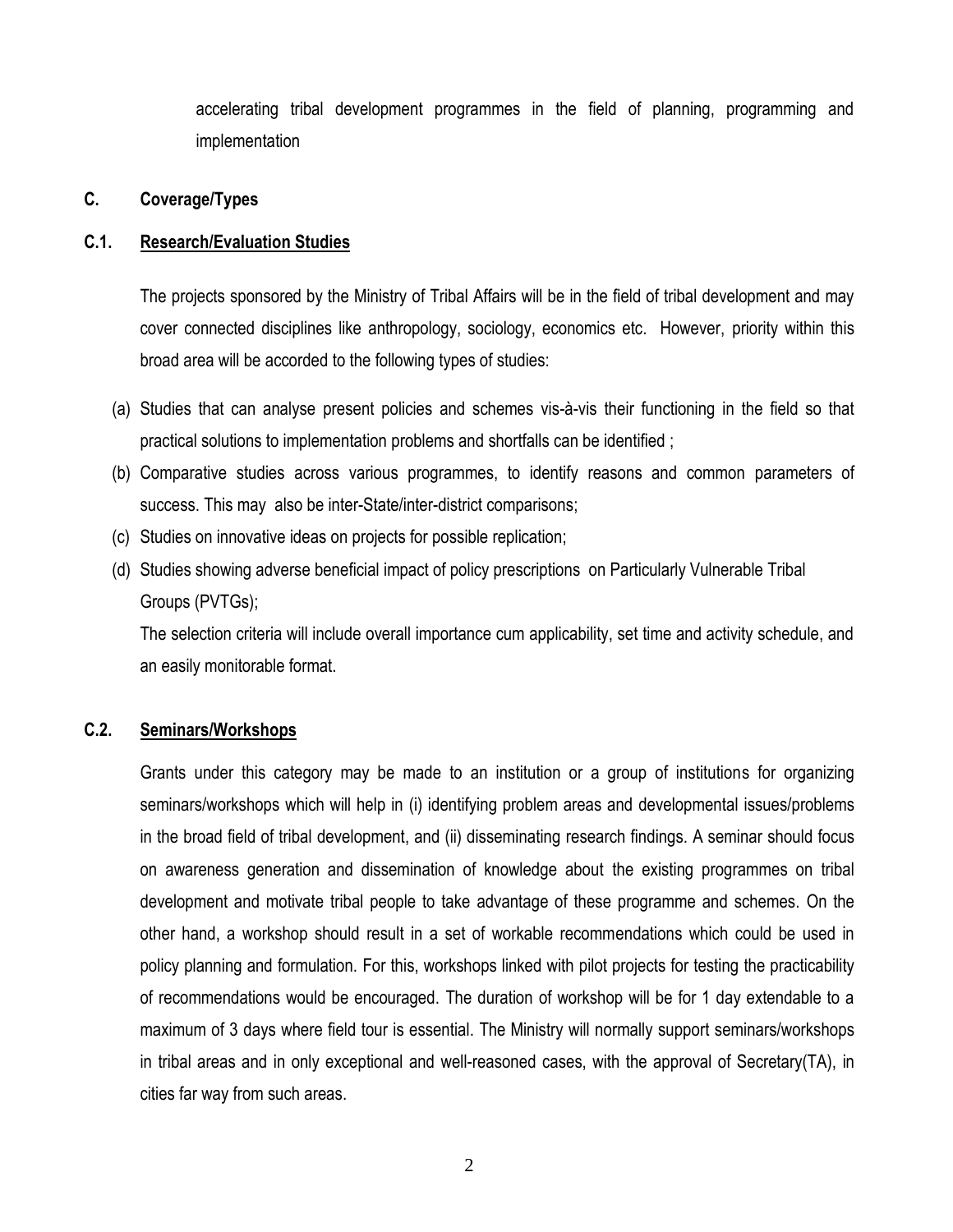accelerating tribal development programmes in the field of planning, programming and implementation

## C. Coverage/Types

### C.1. Research/Evaluation Studies

The projects sponsored by the Ministry of Tribal Affairs will be in the field of tribal development and may cover connected disciplines like anthropology, sociology, economics etc. However, priority within this broad area will be accorded to the following types of studies:

(a) Studies that can analyse present policies and schemes vis-à-vis their functioning in the field so that practical solutions to implementation problems and shortfalls can be identified ;

(b) Comparative studies across various programmes, to identify reasons and common parameters of success. This may also be inter-State/inter-district comparisons;

(c) Studies on innovative ideas on projects for possible replication;

(d) Studies showing adverse beneficial impact of policy prescriptions on Particularly Vulnerable Tribal Groups (PVTGs);

The selection criteria will include overall importance cum applicability, set time and activity schedule, and an easily monitorable format.

### C.2. Seminars/Workshops

Grants under this category may be made to an institution or a group of institutions for organizing seminars/workshops which will help in (i) identifying problem areas and developmental issues/problems in the broad field of tribal development, and (ii) disseminating research findings. A seminar should focus on awareness generation and dissemination of knowledge about the existing programmes on tribal development and motivate tribal people to take advantage of these programme and schemes. On the other hand, a workshop should result in a set of workable recommendations which could be used in policy planning and formulation. For this, workshops linked with pilot projects for testing the practicability of recommendations would be encouraged. The duration of workshop will be for 1 day extendable to a maximum of 3 days where field tour is essential. The Ministry will normally support seminars/workshops in tribal areas and in only exceptional and well-reasoned cases, with the approval of Secretary(TA), in cities far way from such areas.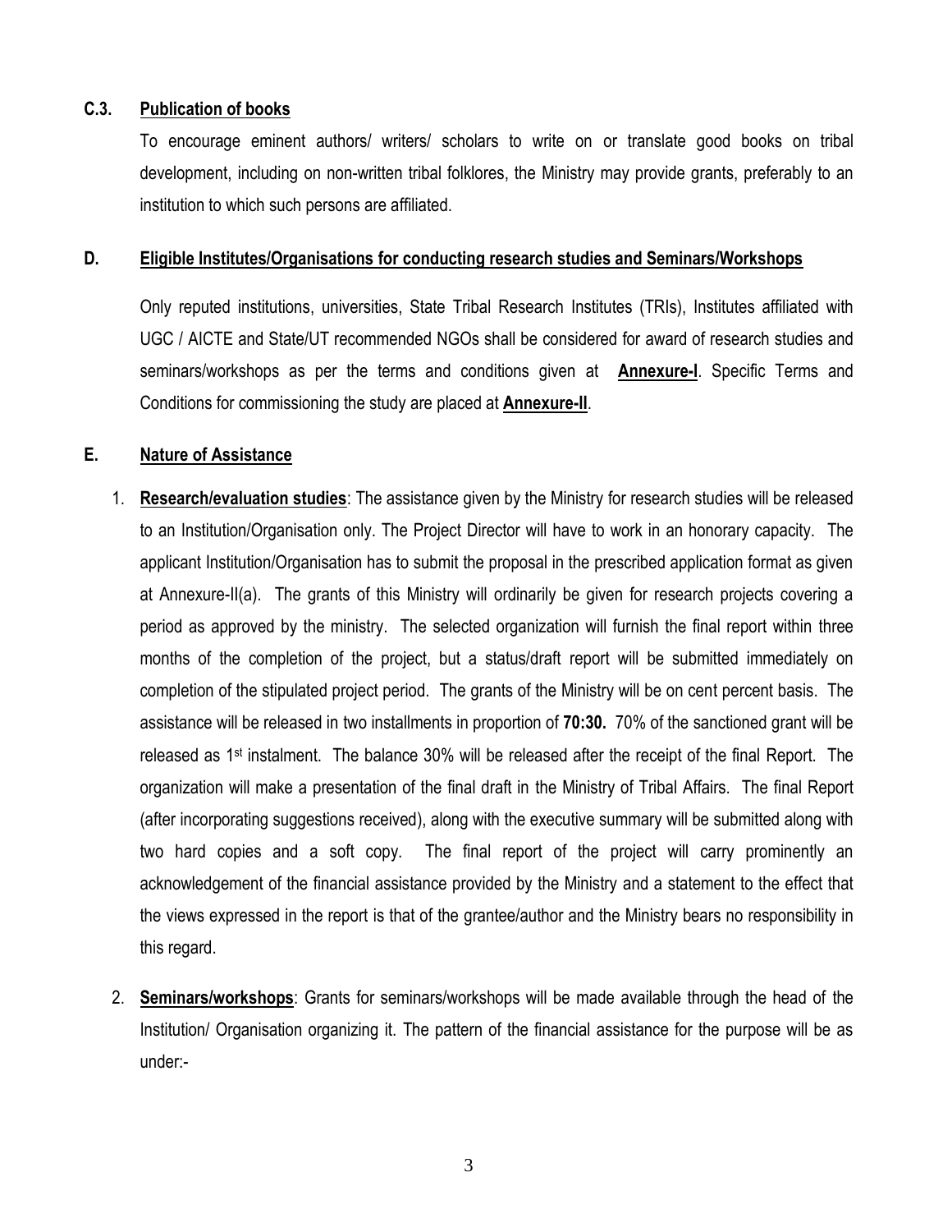### C.3. <u>Publication of books</u>

To encourage eminent authors/ writers/ scholars to write on or translate good books on tribal development, including on non-written tribal folklores, the Ministry may provide grants, preferably to an institution to which such persons are affiliated.

### D. <u>Eligible Institutes/Organisations for conducting research studies and Seminars/Workshops</u>

Only reputed institutions, universities, State Tribal Research Institutes (TRIs), Institutes affiliated with UGC / AICTE and State/UT recommended NGOs shall be considered for award of research studies and seminars/workshops as per the terms and conditions given at **<u>Annexure-I</u>**. Specific Terms and Conditions for commissioning the study are placed at **<u>Annexure-II</u>**.

### E. <u>Nature of Assistance</u>

1. **<u>Research/evaluation studies</u>**: The assistance given by the Ministry for research studies will be released to an Institution/Organisation only. The Project Director will have to work in an honorary capacity. The applicant Institution/Organisation has to submit the proposal in the prescribed application format as given at Annexure-II(a). The grants of this Ministry will ordinarily be given for research projects covering a period as approved by the ministry. The selected organization will furnish the final report within three months of the completion of the project, but a status/draft report will be submitted immediately on completion of the stipulated project period. The grants of the Ministry will be on cent percent basis. The assistance will be released in two installments in proportion of **70:30.** 70% of the sanctioned grant will be released as 1st instalment. The balance 30% will be released after the receipt of the final Report. The organization will make a presentation of the final draft in the Ministry of Tribal Affairs. The final Report (after incorporating suggestions received), along with the executive summary will be submitted along with two hard copies and a soft copy. The final report of the project will carry prominently an acknowledgement of the financial assistance provided by the Ministry and a statement to the effect that the views expressed in the report is that of the grantee/author and the Ministry bears no responsibility in this regard.

2. **<u>Seminars/workshops</u>**: Grants for seminars/workshops will be made available through the head of the Institution/ Organisation organizing it. The pattern of the financial assistance for the purpose will be as under:-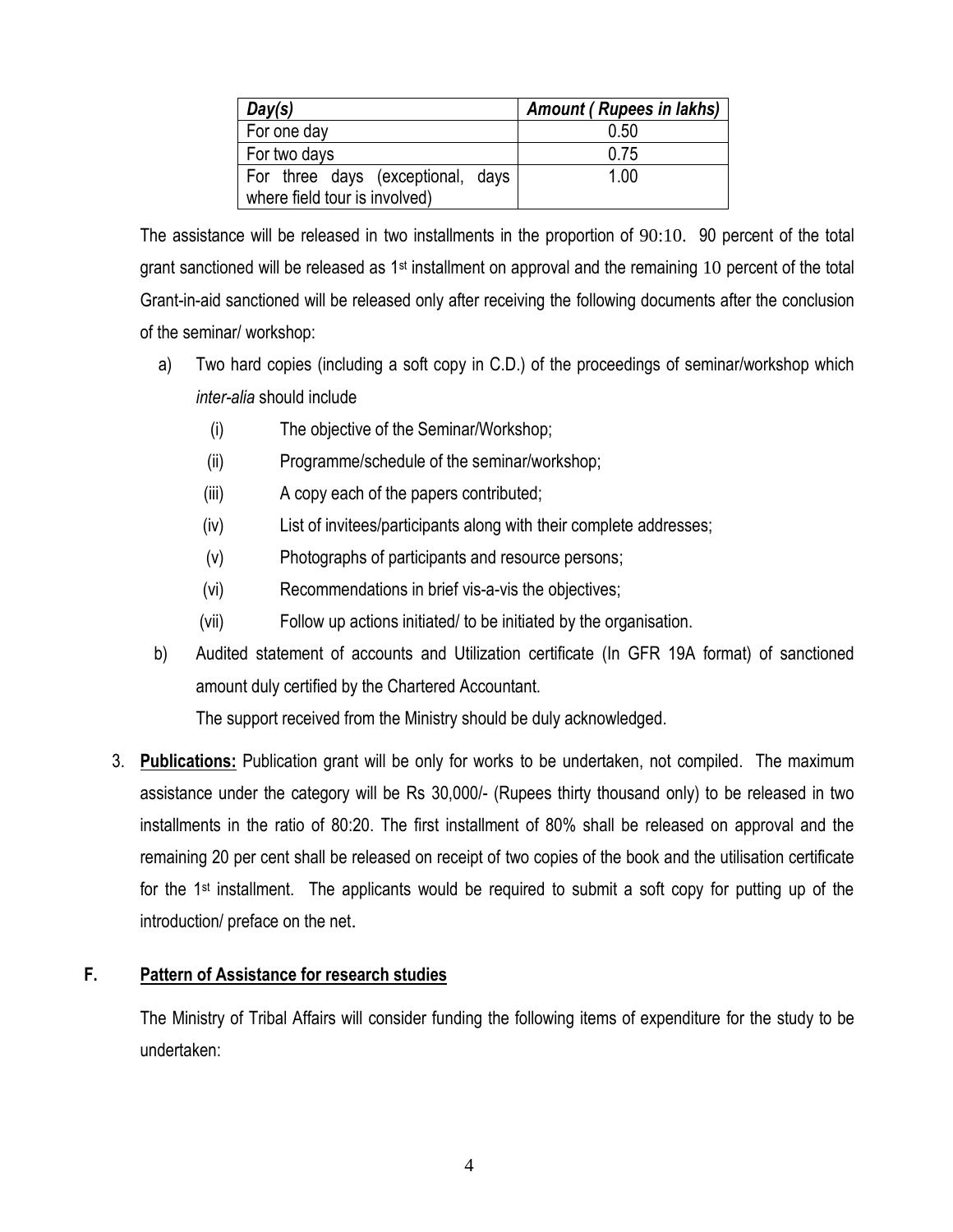| *Day(s)* | *Amount ( Rupees in lakhs)* |
|---|---|
| For one day | 0.50 |
| For two days | 0.75 |
| For three days (exceptional, days where field tour is involved) | 1.00 |

The assistance will be released in two installments in the proportion of 90:10. 90 percent of the total grant sanctioned will be released as 1st installment on approval and the remaining 10 percent of the total Grant-in-aid sanctioned will be released only after receiving the following documents after the conclusion of the seminar/ workshop:

a) Two hard copies (including a soft copy in C.D.) of the proceedings of seminar/workshop which *inter-alia* should include

   (i) The objective of the Seminar/Workshop;

   (ii) Programme/schedule of the seminar/workshop;

   (iii) A copy each of the papers contributed;

   (iv) List of invitees/participants along with their complete addresses;

   (v) Photographs of participants and resource persons;

   (vi) Recommendations in brief vis-a-vis the objectives;

   (vii) Follow up actions initiated/ to be initiated by the organisation.

b) Audited statement of accounts and Utilization certificate (In GFR 19A format) of sanctioned amount duly certified by the Chartered Accountant.

   The support received from the Ministry should be duly acknowledged.

3. **Publications:** Publication grant will be only for works to be undertaken, not compiled. The maximum assistance under the category will be Rs 30,000/- (Rupees thirty thousand only) to be released in two installments in the ratio of 80:20. The first installment of 80% shall be released on approval and the remaining 20 per cent shall be released on receipt of two copies of the book and the utilisation certificate for the 1st installment. The applicants would be required to submit a soft copy for putting up of the introduction/ preface on the net.

## F. Pattern of Assistance for research studies

The Ministry of Tribal Affairs will consider funding the following items of expenditure for the study to be undertaken: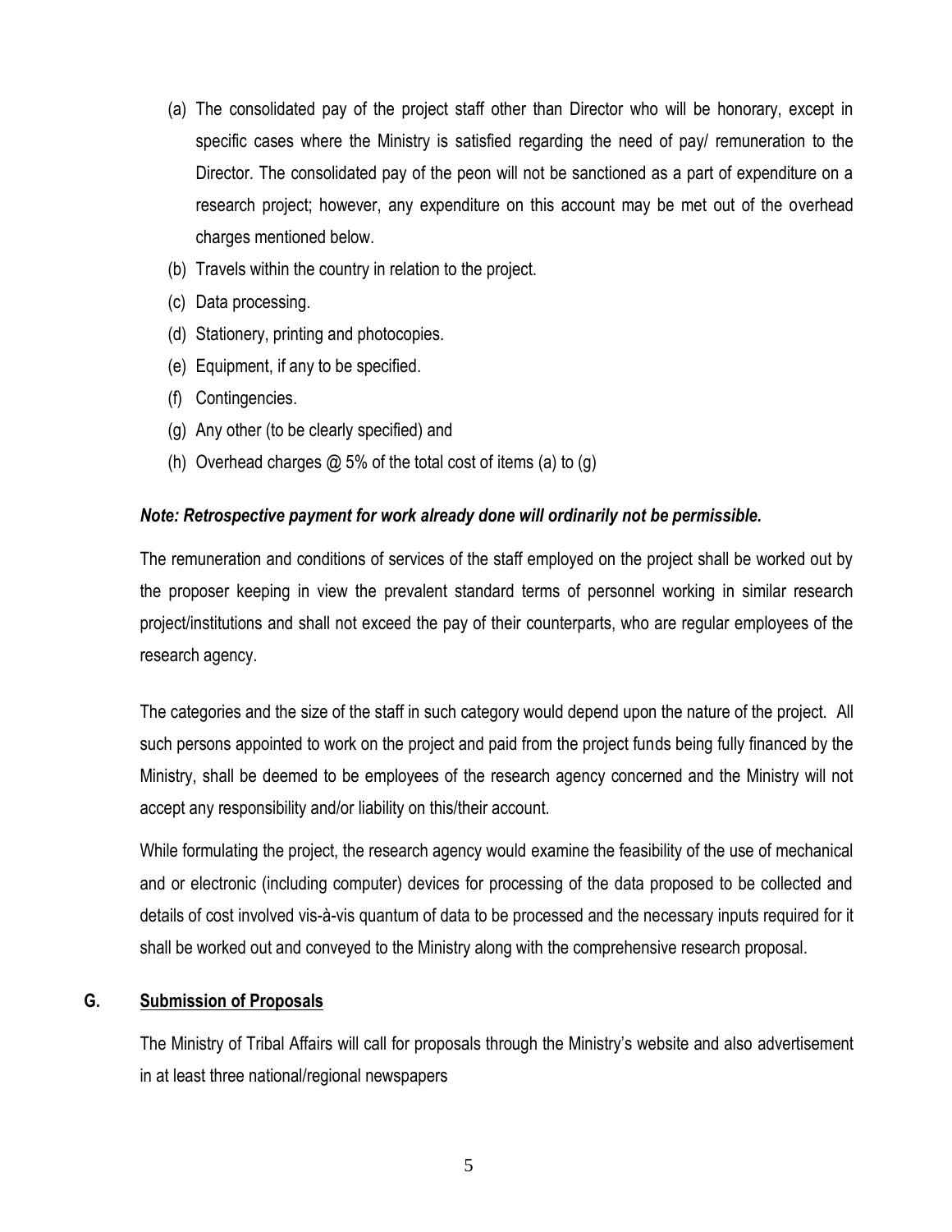(a) The consolidated pay of the project staff other than Director who will be honorary, except in specific cases where the Ministry is satisfied regarding the need of pay/ remuneration to the Director. The consolidated pay of the peon will not be sanctioned as a part of expenditure on a research project; however, any expenditure on this account may be met out of the overhead charges mentioned below.

(b) Travels within the country in relation to the project.

(c) Data processing.

(d) Stationery, printing and photocopies.

(e) Equipment, if any to be specified.

(f) Contingencies.

(g) Any other (to be clearly specified) and

(h) Overhead charges @ 5% of the total cost of items (a) to (g)

***Note: Retrospective payment for work already done will ordinarily not be permissible.***

The remuneration and conditions of services of the staff employed on the project shall be worked out by the proposer keeping in view the prevalent standard terms of personnel working in similar research project/institutions and shall not exceed the pay of their counterparts, who are regular employees of the research agency.

The categories and the size of the staff in such category would depend upon the nature of the project. All such persons appointed to work on the project and paid from the project funds being fully financed by the Ministry, shall be deemed to be employees of the research agency concerned and the Ministry will not accept any responsibility and/or liability on this/their account.

While formulating the project, the research agency would examine the feasibility of the use of mechanical and or electronic (including computer) devices for processing of the data proposed to be collected and details of cost involved vis-à-vis quantum of data to be processed and the necessary inputs required for it shall be worked out and conveyed to the Ministry along with the comprehensive research proposal.

## G. Submission of Proposals

The Ministry of Tribal Affairs will call for proposals through the Ministry's website and also advertisement in at least three national/regional newspapers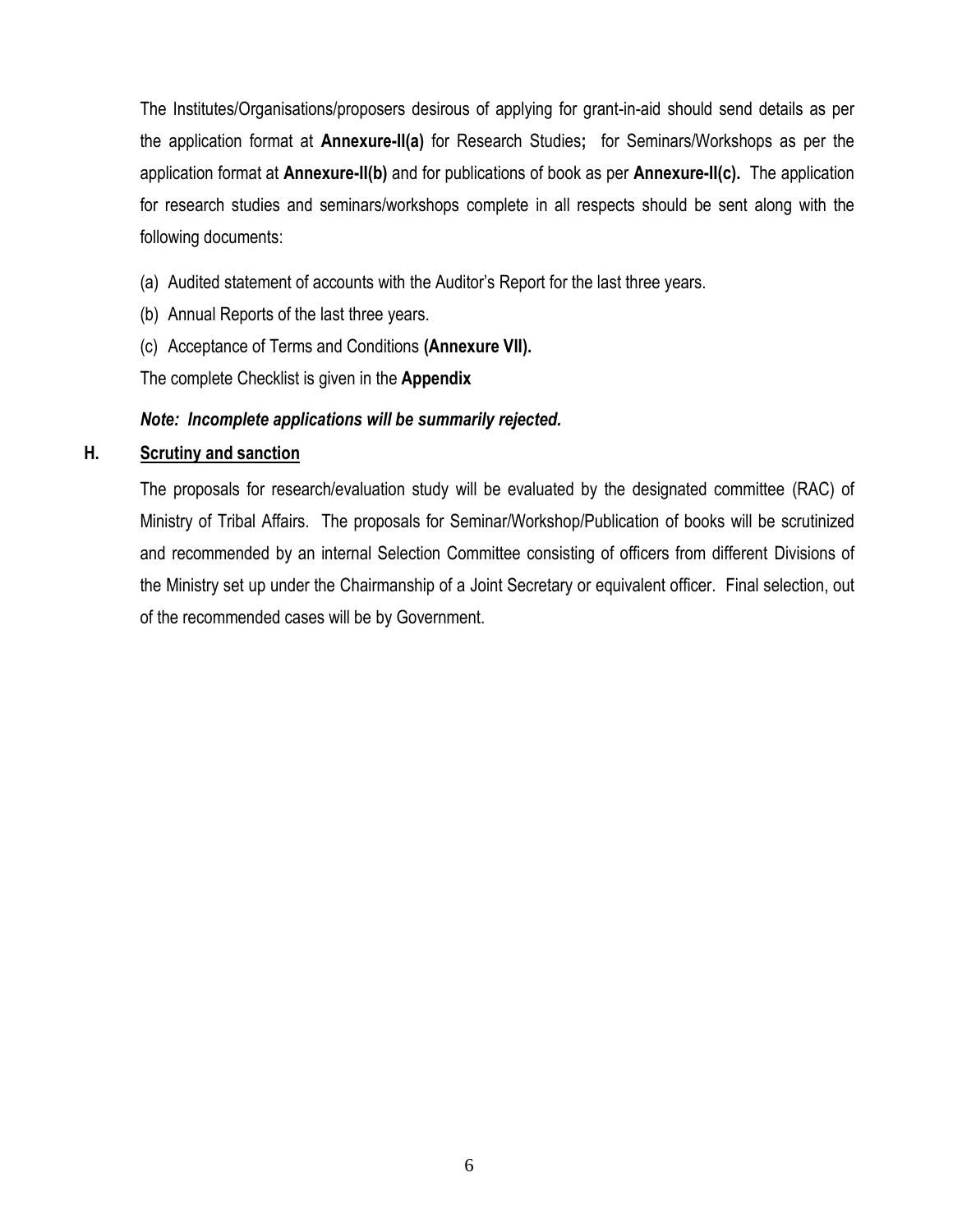The Institutes/Organisations/proposers desirous of applying for grant-in-aid should send details as per the application format at **Annexure-II(a)** for Research Studies**;** for Seminars/Workshops as per the application format at **Annexure-II(b)** and for publications of book as per **Annexure-II(c).** The application for research studies and seminars/workshops complete in all respects should be sent along with the following documents:

(a) Audited statement of accounts with the Auditor's Report for the last three years.

(b) Annual Reports of the last three years.

(c) Acceptance of Terms and Conditions **(Annexure VII).**

The complete Checklist is given in the **Appendix**

***Note: Incomplete applications will be summarily rejected.***

## H. Scrutiny and sanction

The proposals for research/evaluation study will be evaluated by the designated committee (RAC) of Ministry of Tribal Affairs. The proposals for Seminar/Workshop/Publication of books will be scrutinized and recommended by an internal Selection Committee consisting of officers from different Divisions of the Ministry set up under the Chairmanship of a Joint Secretary or equivalent officer. Final selection, out of the recommended cases will be by Government.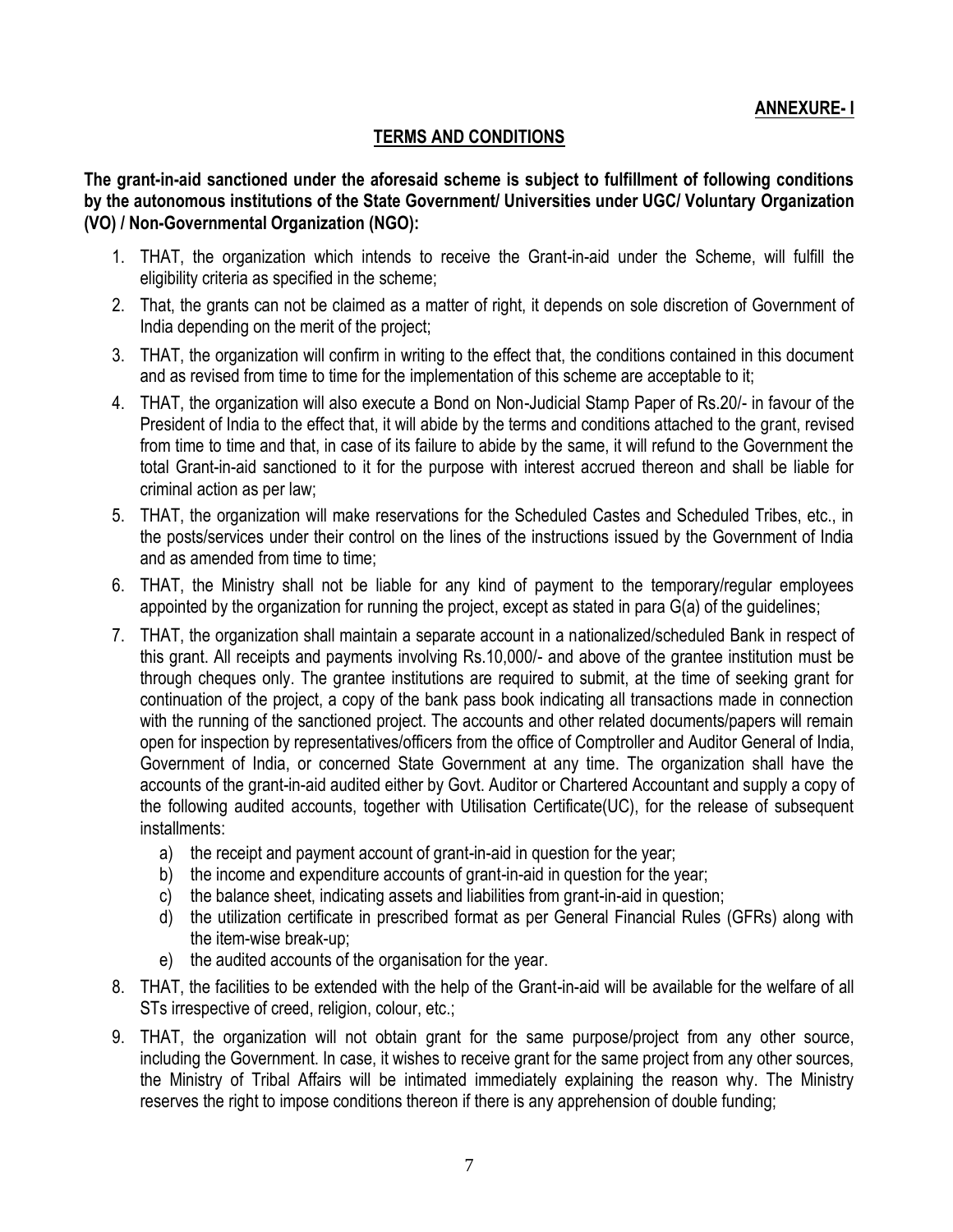**ANNEXURE- I**

## TERMS AND CONDITIONS

**The grant-in-aid sanctioned under the aforesaid scheme is subject to fulfillment of following conditions by the autonomous institutions of the State Government/ Universities under UGC/ Voluntary Organization (VO) / Non-Governmental Organization (NGO):**

1. THAT, the organization which intends to receive the Grant-in-aid under the Scheme, will fulfill the eligibility criteria as specified in the scheme;
2. That, the grants can not be claimed as a matter of right, it depends on sole discretion of Government of India depending on the merit of the project;
3. THAT, the organization will confirm in writing to the effect that, the conditions contained in this document and as revised from time to time for the implementation of this scheme are acceptable to it;
4. THAT, the organization will also execute a Bond on Non-Judicial Stamp Paper of Rs.20/- in favour of the President of India to the effect that, it will abide by the terms and conditions attached to the grant, revised from time to time and that, in case of its failure to abide by the same, it will refund to the Government the total Grant-in-aid sanctioned to it for the purpose with interest accrued thereon and shall be liable for criminal action as per law;
5. THAT, the organization will make reservations for the Scheduled Castes and Scheduled Tribes, etc., in the posts/services under their control on the lines of the instructions issued by the Government of India and as amended from time to time;
6. THAT, the Ministry shall not be liable for any kind of payment to the temporary/regular employees appointed by the organization for running the project, except as stated in para G(a) of the guidelines;
7. THAT, the organization shall maintain a separate account in a nationalized/scheduled Bank in respect of this grant. All receipts and payments involving Rs.10,000/- and above of the grantee institution must be through cheques only. The grantee institutions are required to submit, at the time of seeking grant for continuation of the project, a copy of the bank pass book indicating all transactions made in connection with the running of the sanctioned project. The accounts and other related documents/papers will remain open for inspection by representatives/officers from the office of Comptroller and Auditor General of India, Government of India, or concerned State Government at any time. The organization shall have the accounts of the grant-in-aid audited either by Govt. Auditor or Chartered Accountant and supply a copy of the following audited accounts, together with Utilisation Certificate(UC), for the release of subsequent installments:
    a) the receipt and payment account of grant-in-aid in question for the year;
    b) the income and expenditure accounts of grant-in-aid in question for the year;
    c) the balance sheet, indicating assets and liabilities from grant-in-aid in question;
    d) the utilization certificate in prescribed format as per General Financial Rules (GFRs) along with the item-wise break-up;
    e) the audited accounts of the organisation for the year.
8. THAT, the facilities to be extended with the help of the Grant-in-aid will be available for the welfare of all STs irrespective of creed, religion, colour, etc.;
9. THAT, the organization will not obtain grant for the same purpose/project from any other source, including the Government. In case, it wishes to receive grant for the same project from any other sources, the Ministry of Tribal Affairs will be intimated immediately explaining the reason why. The Ministry reserves the right to impose conditions thereon if there is any apprehension of double funding;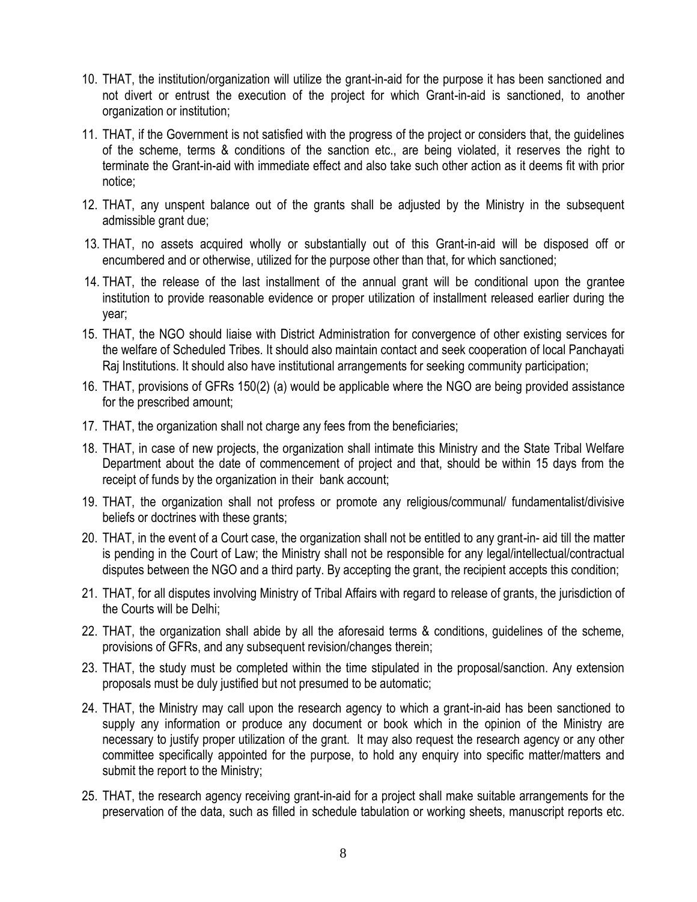10. THAT, the institution/organization will utilize the grant-in-aid for the purpose it has been sanctioned and not divert or entrust the execution of the project for which Grant-in-aid is sanctioned, to another organization or institution;

11. THAT, if the Government is not satisfied with the progress of the project or considers that, the guidelines of the scheme, terms & conditions of the sanction etc., are being violated, it reserves the right to terminate the Grant-in-aid with immediate effect and also take such other action as it deems fit with prior notice;

12. THAT, any unspent balance out of the grants shall be adjusted by the Ministry in the subsequent admissible grant due;

13. THAT, no assets acquired wholly or substantially out of this Grant-in-aid will be disposed off or encumbered and or otherwise, utilized for the purpose other than that, for which sanctioned;

14. THAT, the release of the last installment of the annual grant will be conditional upon the grantee institution to provide reasonable evidence or proper utilization of installment released earlier during the year;

15. THAT, the NGO should liaise with District Administration for convergence of other existing services for the welfare of Scheduled Tribes. It should also maintain contact and seek cooperation of local Panchayati Raj Institutions. It should also have institutional arrangements for seeking community participation;

16. THAT, provisions of GFRs 150(2) (a) would be applicable where the NGO are being provided assistance for the prescribed amount;

17. THAT, the organization shall not charge any fees from the beneficiaries;

18. THAT, in case of new projects, the organization shall intimate this Ministry and the State Tribal Welfare Department about the date of commencement of project and that, should be within 15 days from the receipt of funds by the organization in their bank account;

19. THAT, the organization shall not profess or promote any religious/communal/ fundamentalist/divisive beliefs or doctrines with these grants;

20. THAT, in the event of a Court case, the organization shall not be entitled to any grant-in- aid till the matter is pending in the Court of Law; the Ministry shall not be responsible for any legal/intellectual/contractual disputes between the NGO and a third party. By accepting the grant, the recipient accepts this condition;

21. THAT, for all disputes involving Ministry of Tribal Affairs with regard to release of grants, the jurisdiction of the Courts will be Delhi;

22. THAT, the organization shall abide by all the aforesaid terms & conditions, guidelines of the scheme, provisions of GFRs, and any subsequent revision/changes therein;

23. THAT, the study must be completed within the time stipulated in the proposal/sanction. Any extension proposals must be duly justified but not presumed to be automatic;

24. THAT, the Ministry may call upon the research agency to which a grant-in-aid has been sanctioned to supply any information or produce any document or book which in the opinion of the Ministry are necessary to justify proper utilization of the grant. It may also request the research agency or any other committee specifically appointed for the purpose, to hold any enquiry into specific matter/matters and submit the report to the Ministry;

25. THAT, the research agency receiving grant-in-aid for a project shall make suitable arrangements for the preservation of the data, such as filled in schedule tabulation or working sheets, manuscript reports etc.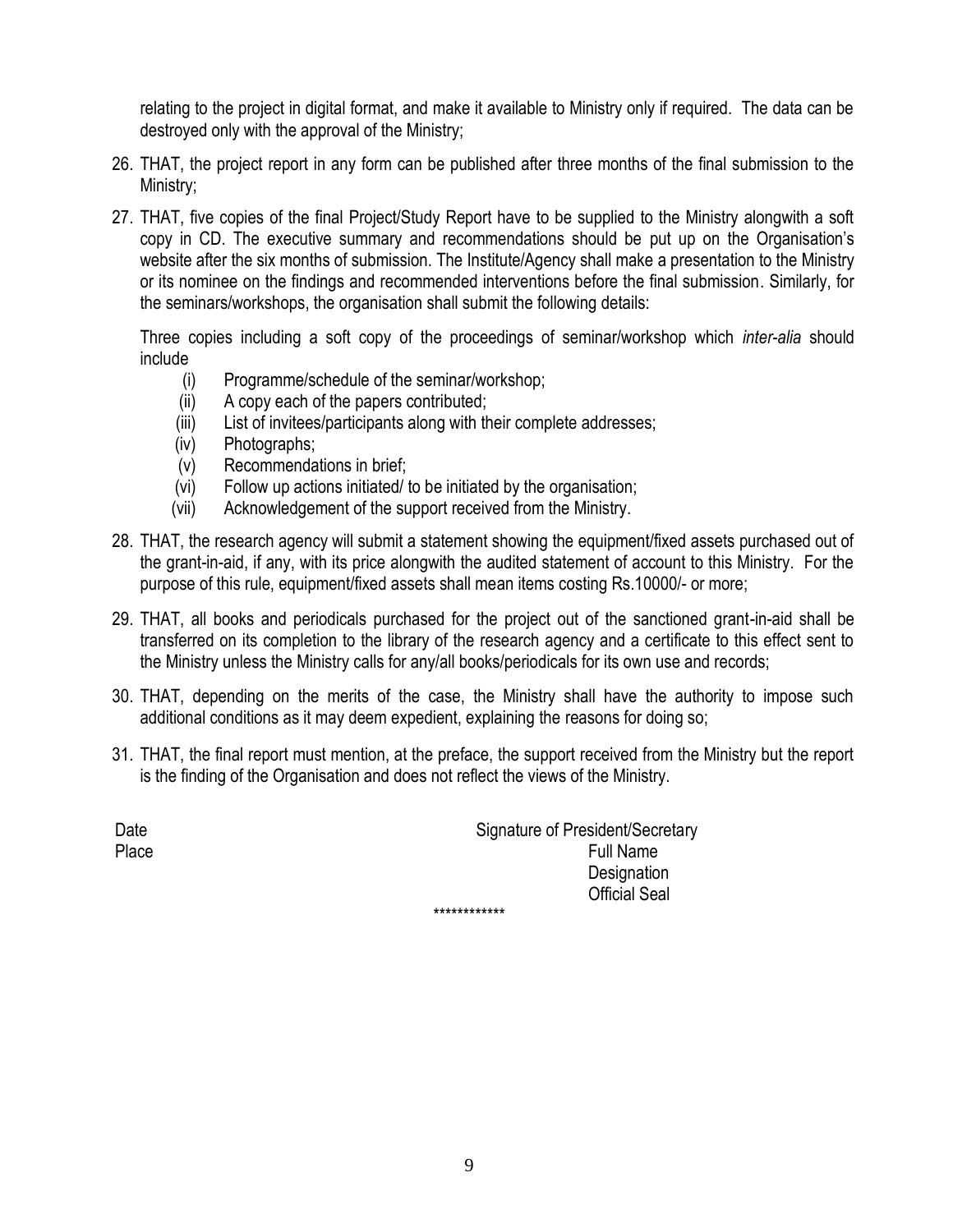relating to the project in digital format, and make it available to Ministry only if required. The data can be destroyed only with the approval of the Ministry;

26. THAT, the project report in any form can be published after three months of the final submission to the Ministry;

27. THAT, five copies of the final Project/Study Report have to be supplied to the Ministry alongwith a soft copy in CD. The executive summary and recommendations should be put up on the Organisation's website after the six months of submission. The Institute/Agency shall make a presentation to the Ministry or its nominee on the findings and recommended interventions before the final submission. Similarly, for the seminars/workshops, the organisation shall submit the following details:

   Three copies including a soft copy of the proceedings of seminar/workshop which *inter-alia* should include

   (i) Programme/schedule of the seminar/workshop;
   (ii) A copy each of the papers contributed;
   (iii) List of invitees/participants along with their complete addresses;
   (iv) Photographs;
   (v) Recommendations in brief;
   (vi) Follow up actions initiated/ to be initiated by the organisation;
   (vii) Acknowledgement of the support received from the Ministry.

28. THAT, the research agency will submit a statement showing the equipment/fixed assets purchased out of the grant-in-aid, if any, with its price alongwith the audited statement of account to this Ministry. For the purpose of this rule, equipment/fixed assets shall mean items costing Rs.10000/- or more;

29. THAT, all books and periodicals purchased for the project out of the sanctioned grant-in-aid shall be transferred on its completion to the library of the research agency and a certificate to this effect sent to the Ministry unless the Ministry calls for any/all books/periodicals for its own use and records;

30. THAT, depending on the merits of the case, the Ministry shall have the authority to impose such additional conditions as it may deem expedient, explaining the reasons for doing so;

31. THAT, the final report must mention, at the preface, the support received from the Ministry but the report is the finding of the Organisation and does not reflect the views of the Ministry.

Date

Place

Signature of President/Secretary

Full Name

Designation

Official Seal

************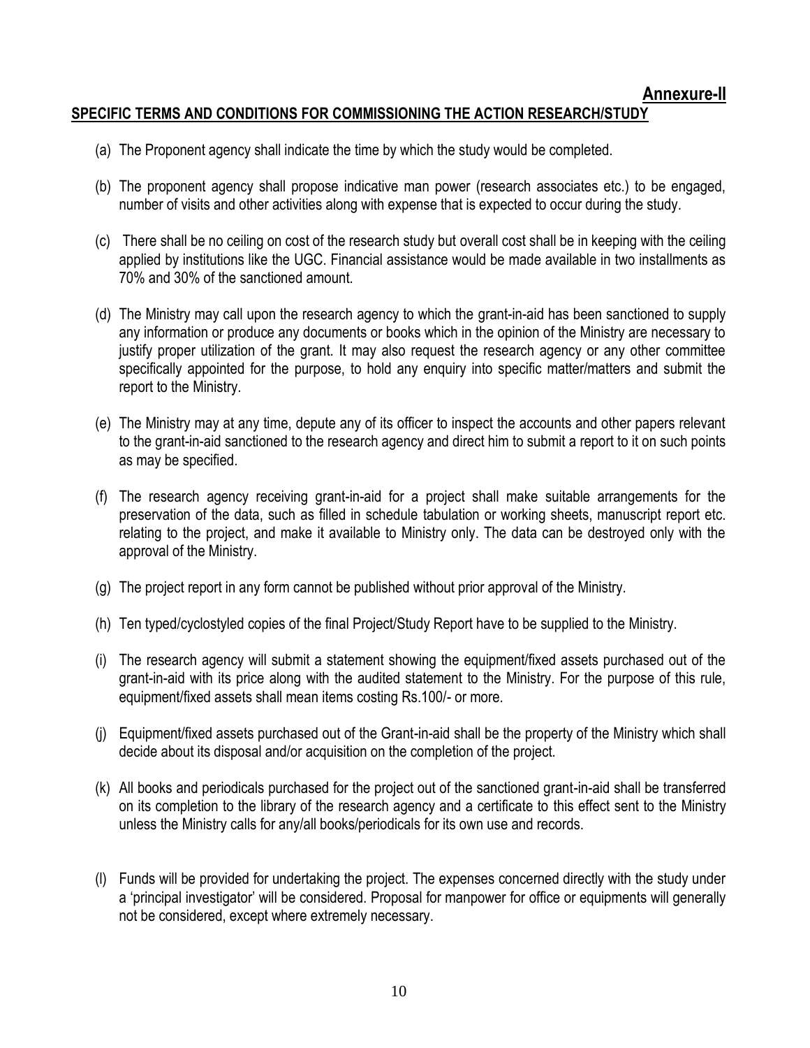**Annexure-II**

## SPECIFIC TERMS AND CONDITIONS FOR COMMISSIONING THE ACTION RESEARCH/STUDY

(a) The Proponent agency shall indicate the time by which the study would be completed.

(b) The proponent agency shall propose indicative man power (research associates etc.) to be engaged, number of visits and other activities along with expense that is expected to occur during the study.

(c) There shall be no ceiling on cost of the research study but overall cost shall be in keeping with the ceiling applied by institutions like the UGC. Financial assistance would be made available in two installments as 70% and 30% of the sanctioned amount.

(d) The Ministry may call upon the research agency to which the grant-in-aid has been sanctioned to supply any information or produce any documents or books which in the opinion of the Ministry are necessary to justify proper utilization of the grant. It may also request the research agency or any other committee specifically appointed for the purpose, to hold any enquiry into specific matter/matters and submit the report to the Ministry.

(e) The Ministry may at any time, depute any of its officer to inspect the accounts and other papers relevant to the grant-in-aid sanctioned to the research agency and direct him to submit a report to it on such points as may be specified.

(f) The research agency receiving grant-in-aid for a project shall make suitable arrangements for the preservation of the data, such as filled in schedule tabulation or working sheets, manuscript report etc. relating to the project, and make it available to Ministry only. The data can be destroyed only with the approval of the Ministry.

(g) The project report in any form cannot be published without prior approval of the Ministry.

(h) Ten typed/cyclostyled copies of the final Project/Study Report have to be supplied to the Ministry.

(i) The research agency will submit a statement showing the equipment/fixed assets purchased out of the grant-in-aid with its price along with the audited statement to the Ministry. For the purpose of this rule, equipment/fixed assets shall mean items costing Rs.100/- or more.

(j) Equipment/fixed assets purchased out of the Grant-in-aid shall be the property of the Ministry which shall decide about its disposal and/or acquisition on the completion of the project.

(k) All books and periodicals purchased for the project out of the sanctioned grant-in-aid shall be transferred on its completion to the library of the research agency and a certificate to this effect sent to the Ministry unless the Ministry calls for any/all books/periodicals for its own use and records.

(l) Funds will be provided for undertaking the project. The expenses concerned directly with the study under a 'principal investigator' will be considered. Proposal for manpower for office or equipments will generally not be considered, except where extremely necessary.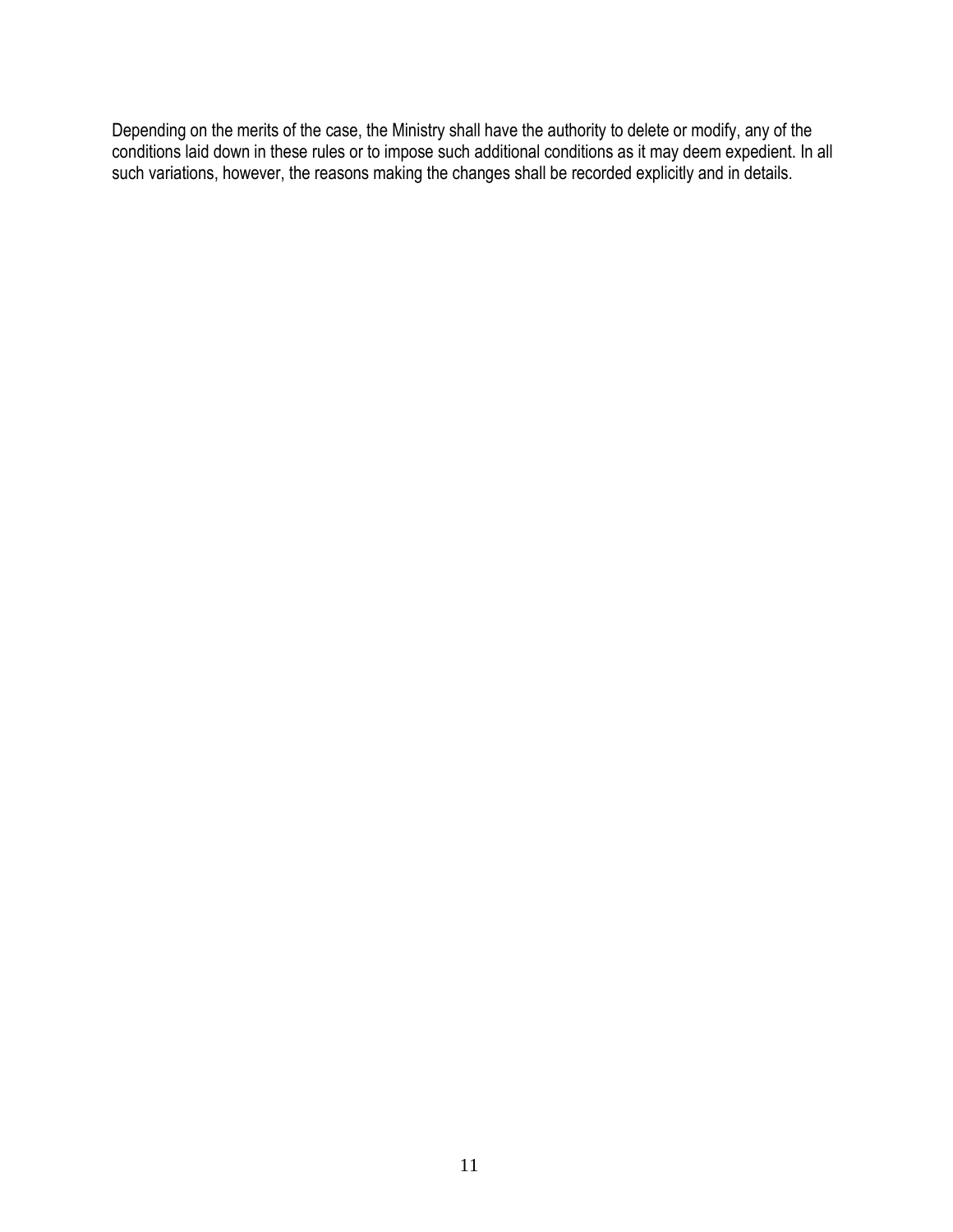Depending on the merits of the case, the Ministry shall have the authority to delete or modify, any of the conditions laid down in these rules or to impose such additional conditions as it may deem expedient. In all such variations, however, the reasons making the changes shall be recorded explicitly and in details.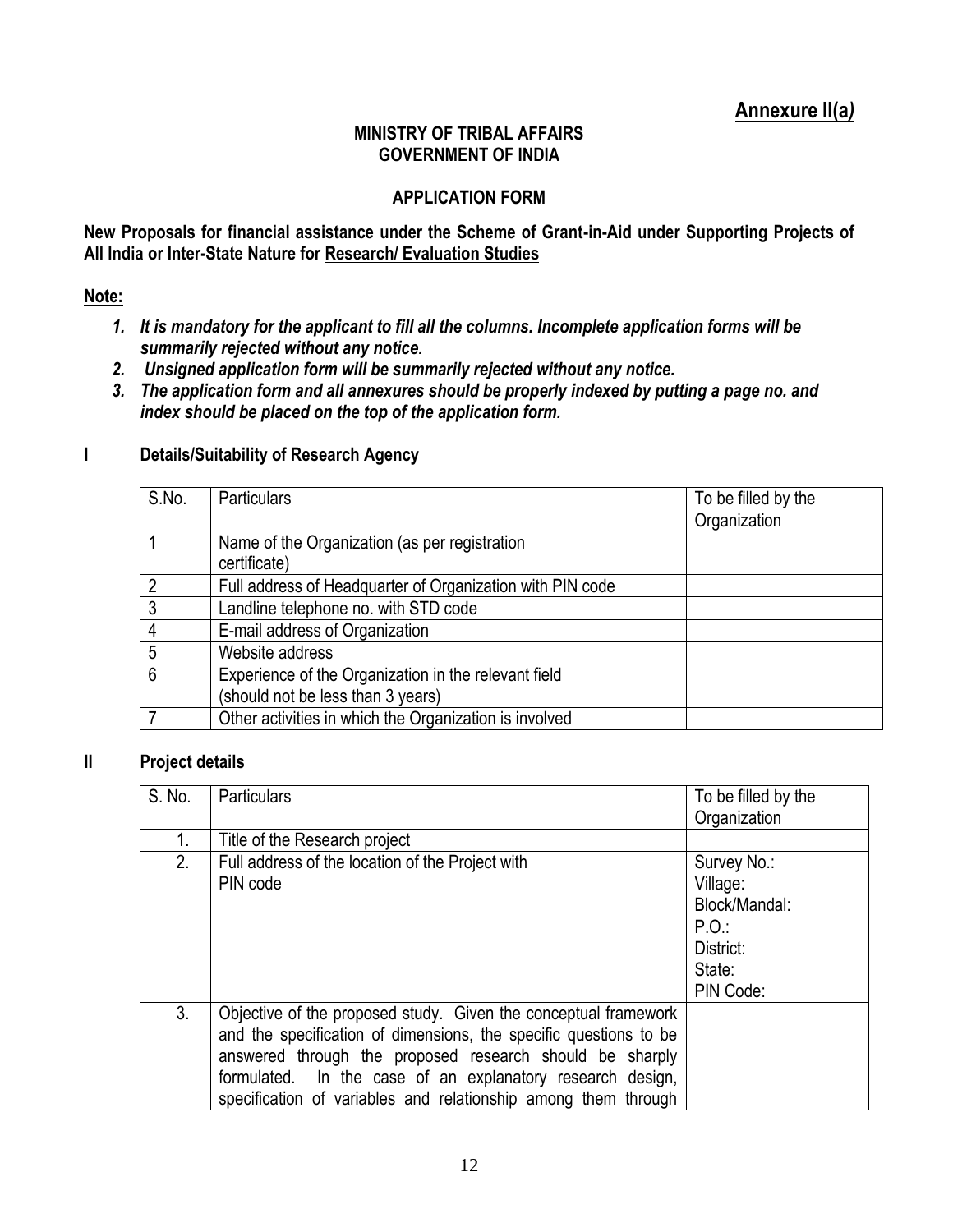## Annexure II(a)

**MINISTRY OF TRIBAL AFFAIRS**
**GOVERNMENT OF INDIA**

**APPLICATION FORM**

**New Proposals for financial assistance under the Scheme of Grant-in-Aid under Supporting Projects of All India or Inter-State Nature for Research/ Evaluation Studies**

**Note:**

1. ***It is mandatory for the applicant to fill all the columns. Incomplete application forms will be summarily rejected without any notice.***
2. ***Unsigned application form will be summarily rejected without any notice.***
3. ***The application form and all annexures should be properly indexed by putting a page no. and index should be placed on the top of the application form.***

### I Details/Suitability of Research Agency

| S.No. | Particulars | To be filled by the Organization |
|---|---|---|
| 1 | Name of the Organization (as per registration certificate) | |
| 2 | Full address of Headquarter of Organization with PIN code | |
| 3 | Landline telephone no. with STD code | |
| 4 | E-mail address of Organization | |
| 5 | Website address | |
| 6 | Experience of the Organization in the relevant field (should not be less than 3 years) | |
| 7 | Other activities in which the Organization is involved | |

### II Project details

| S. No. | Particulars | To be filled by the Organization |
|---|---|---|
| 1. | Title of the Research project | |
| 2. | Full address of the location of the Project with PIN code | Survey No.:<br>Village:<br>Block/Mandal:<br>P.O.:<br>District:<br>State:<br>PIN Code: |
| 3. | Objective of the proposed study. Given the conceptual framework and the specification of dimensions, the specific questions to be answered through the proposed research should be sharply formulated. In the case of an explanatory research design, specification of variables and relationship among them through | |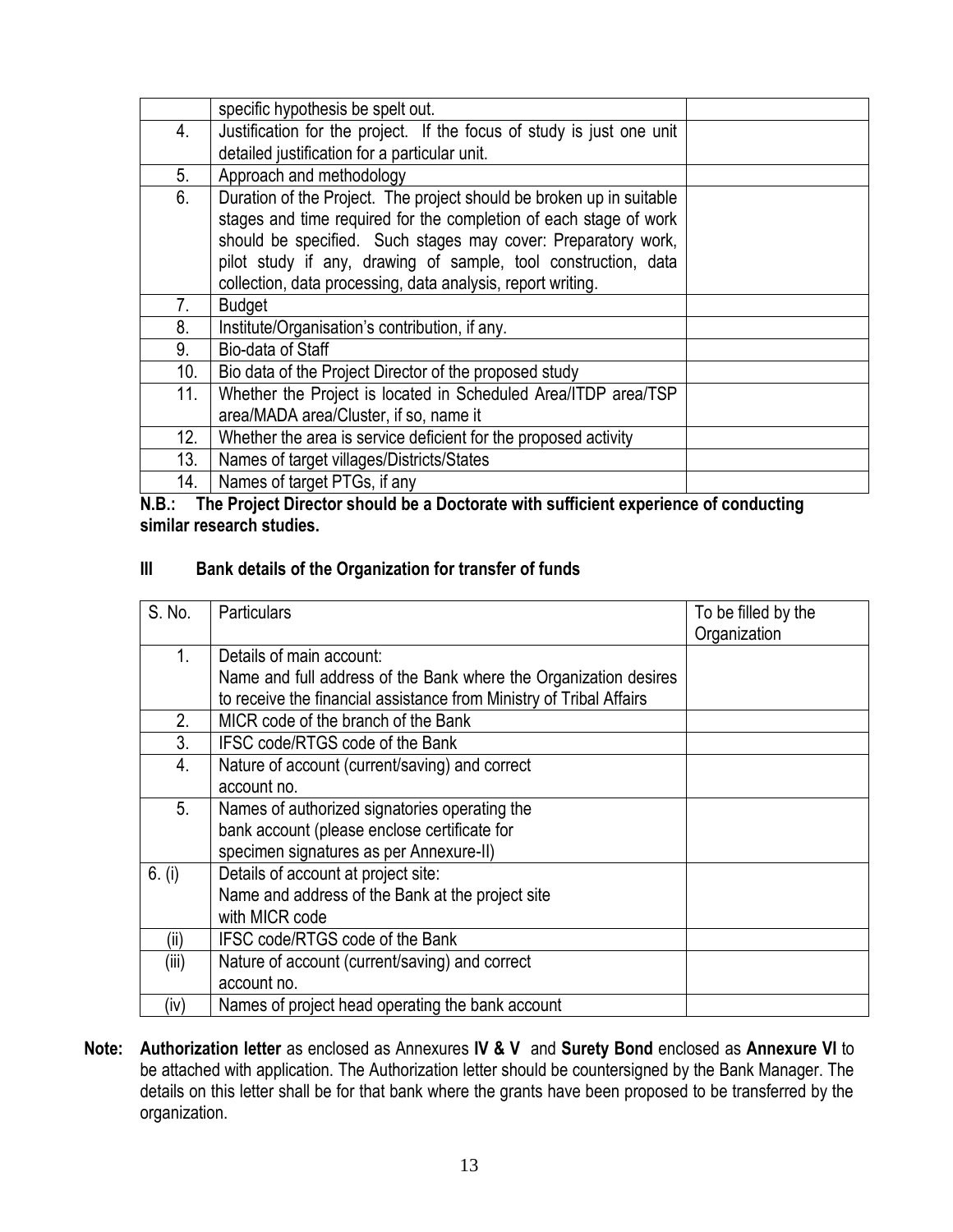| | | |
|---|---|---|
| | specific hypothesis be spelt out. | |
| 4. | Justification for the project. If the focus of study is just one unit detailed justification for a particular unit. | |
| 5. | Approach and methodology | |
| 6. | Duration of the Project. The project should be broken up in suitable stages and time required for the completion of each stage of work should be specified. Such stages may cover: Preparatory work, pilot study if any, drawing of sample, tool construction, data collection, data processing, data analysis, report writing. | |
| 7. | Budget | |
| 8. | Institute/Organisation's contribution, if any. | |
| 9. | Bio-data of Staff | |
| 10. | Bio data of the Project Director of the proposed study | |
| 11. | Whether the Project is located in Scheduled Area/ITDP area/TSP area/MADA area/Cluster, if so, name it | |
| 12. | Whether the area is service deficient for the proposed activity | |
| 13. | Names of target villages/Districts/States | |
| 14. | Names of target PTGs, if any | |

**N.B.: The Project Director should be a Doctorate with sufficient experience of conducting similar research studies.**

## III Bank details of the Organization for transfer of funds

| S. No. | Particulars | To be filled by the Organization |
|---|---|---|
| 1. | Details of main account: Name and full address of the Bank where the Organization desires to receive the financial assistance from Ministry of Tribal Affairs | |
| 2. | MICR code of the branch of the Bank | |
| 3. | IFSC code/RTGS code of the Bank | |
| 4. | Nature of account (current/saving) and correct account no. | |
| 5. | Names of authorized signatories operating the bank account (please enclose certificate for specimen signatures as per Annexure-II) | |
| 6. (i) | Details of account at project site: Name and address of the Bank at the project site with MICR code | |
| (ii) | IFSC code/RTGS code of the Bank | |
| (iii) | Nature of account (current/saving) and correct account no. | |
| (iv) | Names of project head operating the bank account | |

**Note: Authorization letter** as enclosed as Annexures **IV & V** and **Surety Bond** enclosed as **Annexure VI** to be attached with application. The Authorization letter should be countersigned by the Bank Manager. The details on this letter shall be for that bank where the grants have been proposed to be transferred by the organization.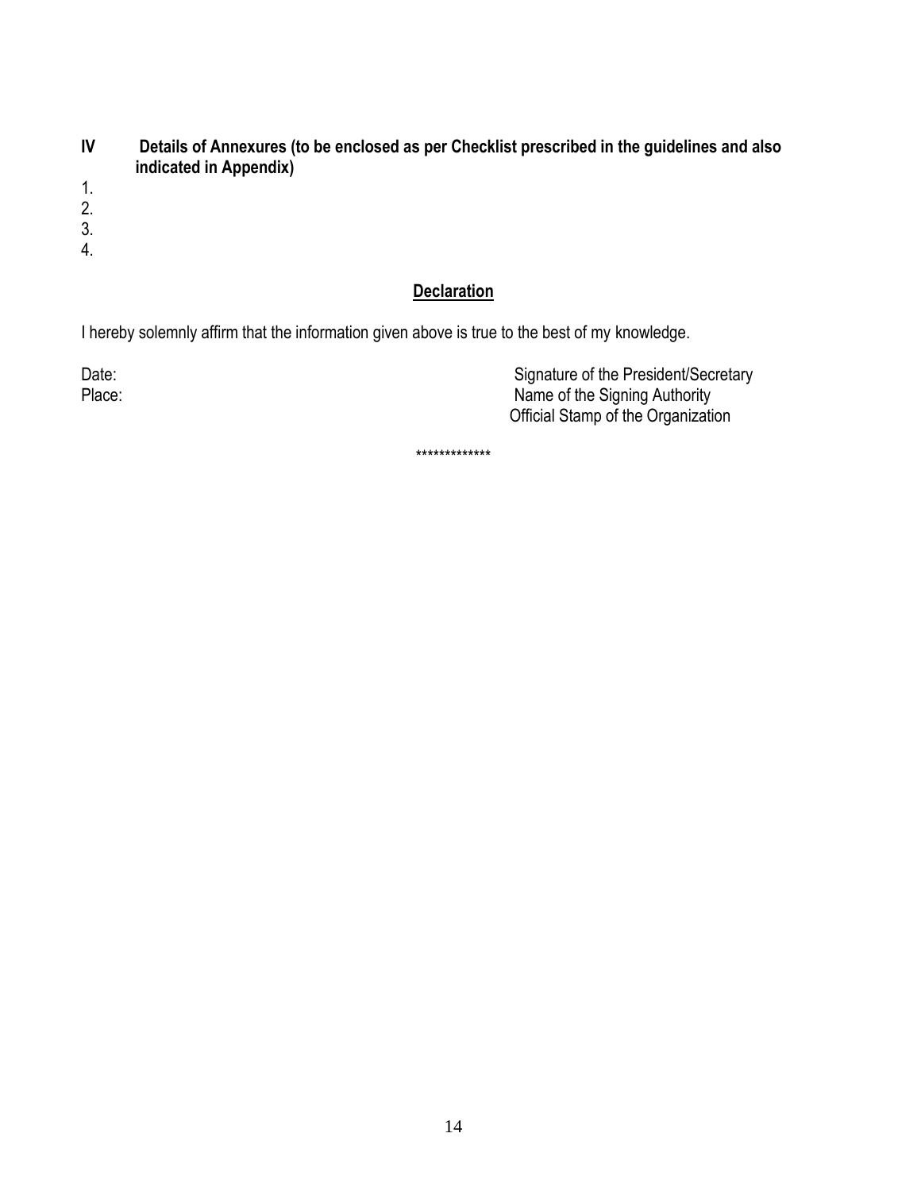**IV Details of Annexures (to be enclosed as per Checklist prescribed in the guidelines and also indicated in Appendix)**

1.
2.
3.
4.

**<u>Declaration</u>**

I hereby solemnly affirm that the information given above is true to the best of my knowledge.

Date:

Place:

Signature of the President/Secretary

Name of the Signing Authority

Official Stamp of the Organization

*************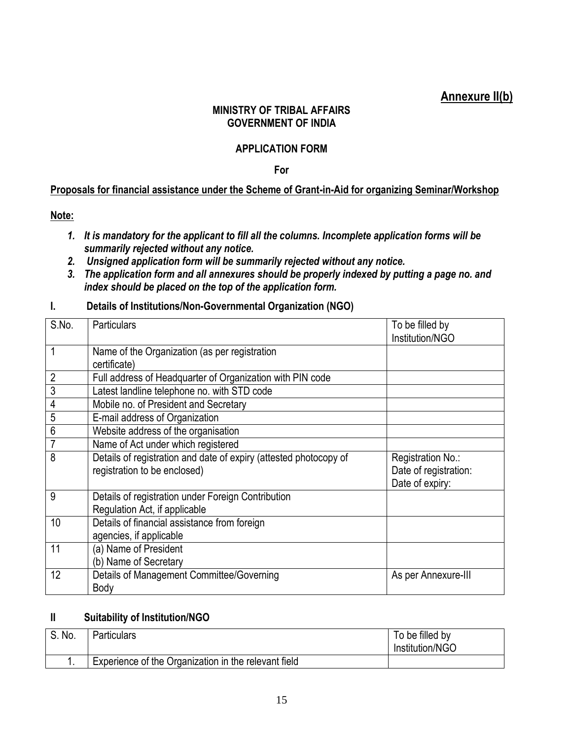**Annexure II(b)**

**MINISTRY OF TRIBAL AFFAIRS**
**GOVERNMENT OF INDIA**

**APPLICATION FORM**

**For**

**Proposals for financial assistance under the Scheme of Grant-in-Aid for organizing Seminar/Workshop**

**Note:**

1. ***It is mandatory for the applicant to fill all the columns. Incomplete application forms will be summarily rejected without any notice.***
2. ***Unsigned application form will be summarily rejected without any notice.***
3. ***The application form and all annexures should be properly indexed by putting a page no. and index should be placed on the top of the application form.***

**I. Details of Institutions/Non-Governmental Organization (NGO)**

| S.No. | Particulars | To be filled by Institution/NGO |
|---|---|---|
| 1 | Name of the Organization (as per registration certificate) | |
| 2 | Full address of Headquarter of Organization with PIN code | |
| 3 | Latest landline telephone no. with STD code | |
| 4 | Mobile no. of President and Secretary | |
| 5 | E-mail address of Organization | |
| 6 | Website address of the organisation | |
| 7 | Name of Act under which registered | |
| 8 | Details of registration and date of expiry (attested photocopy of registration to be enclosed) | Registration No.:<br>Date of registration:<br>Date of expiry: |
| 9 | Details of registration under Foreign Contribution Regulation Act, if applicable | |
| 10 | Details of financial assistance from foreign agencies, if applicable | |
| 11 | (a) Name of President<br>(b) Name of Secretary | |
| 12 | Details of Management Committee/Governing Body | As per Annexure-III |

**II Suitability of Institution/NGO**

| S. No. | Particulars | To be filled by Institution/NGO |
|---|---|---|
| 1. | Experience of the Organization in the relevant field | |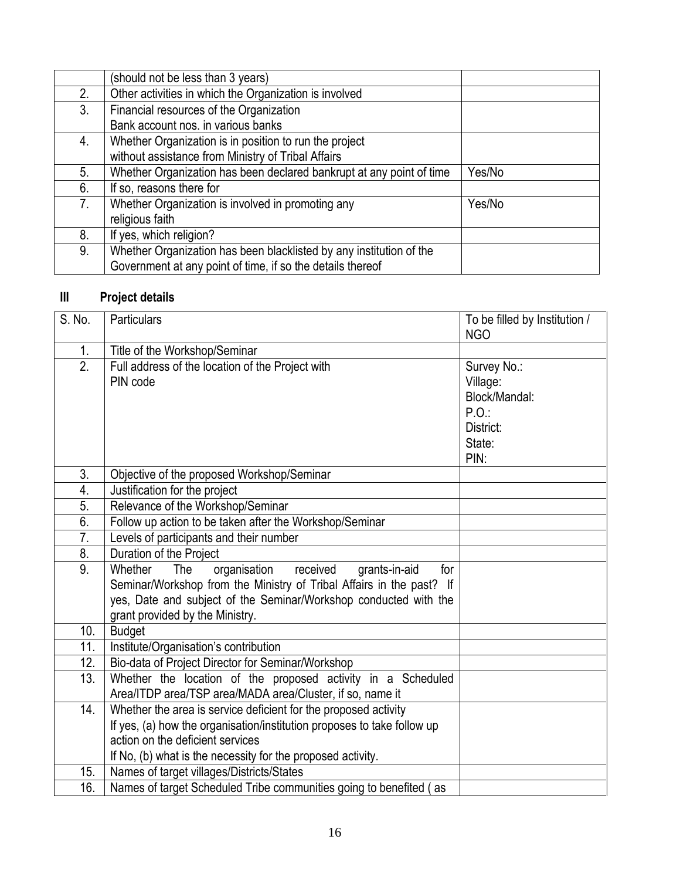|  |  |  |
|---|---|---|
|  | (should not be less than 3 years) |  |
| 2. | Other activities in which the Organization is involved |  |
| 3. | Financial resources of the Organization<br>Bank account nos. in various banks |  |
| 4. | Whether Organization is in position to run the project<br>without assistance from Ministry of Tribal Affairs |  |
| 5. | Whether Organization has been declared bankrupt at any point of time | Yes/No |
| 6. | If so, reasons there for |  |
| 7. | Whether Organization is involved in promoting any<br>religious faith | Yes/No |
| 8. | If yes, which religion? |  |
| 9. | Whether Organization has been blacklisted by any institution of the Government at any point of time, if so the details thereof |  |

## III Project details

| S. No. | Particulars | To be filled by Institution / NGO |
|---|---|---|
| 1. | Title of the Workshop/Seminar |  |
| 2. | Full address of the location of the Project with<br>PIN code | Survey No.:<br>Village:<br>Block/Mandal:<br>P.O.:<br>District:<br>State:<br>PIN: |
| 3. | Objective of the proposed Workshop/Seminar |  |
| 4. | Justification for the project |  |
| 5. | Relevance of the Workshop/Seminar |  |
| 6. | Follow up action to be taken after the Workshop/Seminar |  |
| 7. | Levels of participants and their number |  |
| 8. | Duration of the Project |  |
| 9. | Whether The organisation received grants-in-aid for Seminar/Workshop from the Ministry of Tribal Affairs in the past? If yes, Date and subject of the Seminar/Workshop conducted with the grant provided by the Ministry. |  |
| 10. | Budget |  |
| 11. | Institute/Organisation's contribution |  |
| 12. | Bio-data of Project Director for Seminar/Workshop |  |
| 13. | Whether the location of the proposed activity in a Scheduled Area/ITDP area/TSP area/MADA area/Cluster, if so, name it |  |
| 14. | Whether the area is service deficient for the proposed activity<br>If yes, (a) how the organisation/institution proposes to take follow up action on the deficient services<br>If No, (b) what is the necessity for the proposed activity. |  |
| 15. | Names of target villages/Districts/States |  |
| 16. | Names of target Scheduled Tribe communities going to benefited ( as |  |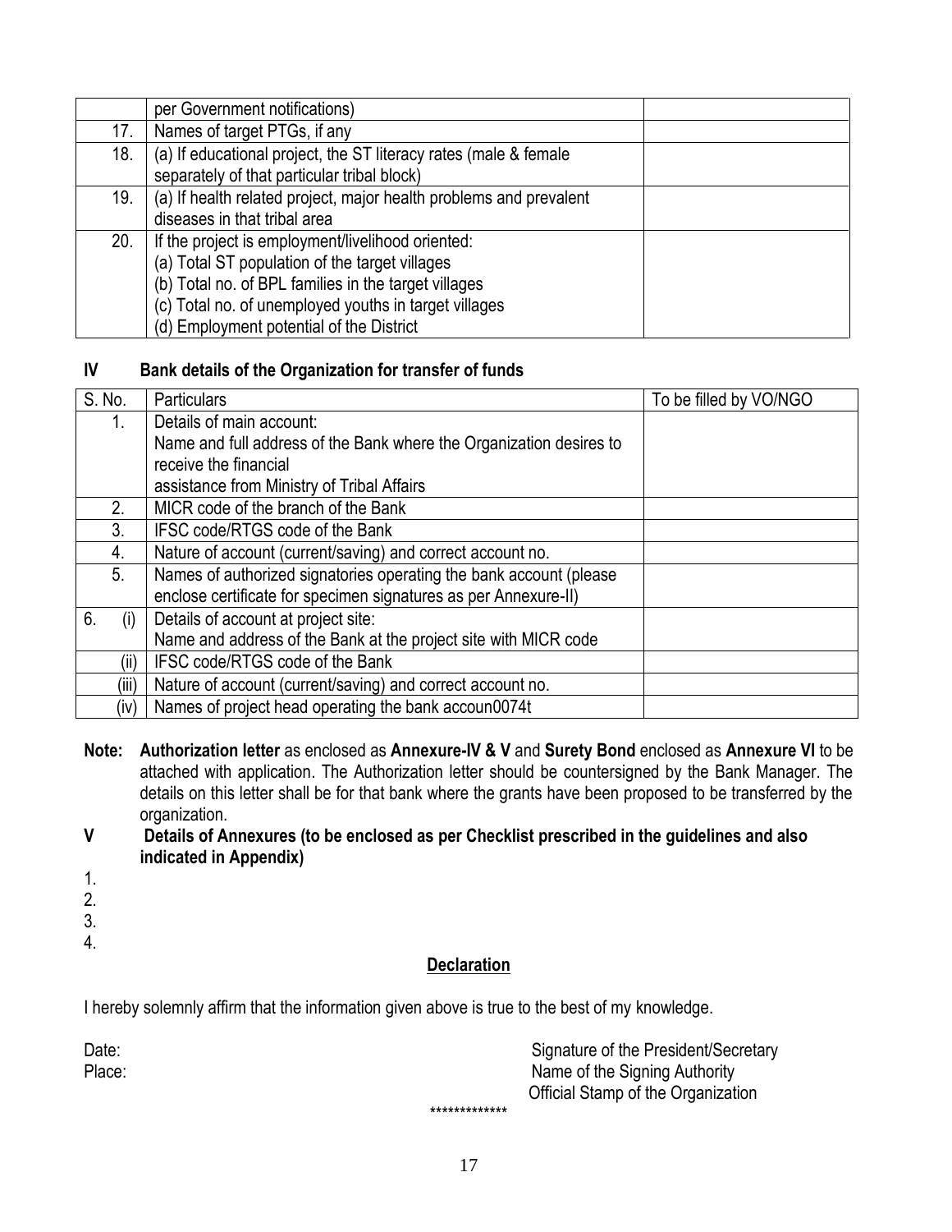|  | per Government notifications) |  |
|---|---|---|
| 17. | Names of target PTGs, if any |  |
| 18. | (a) If educational project, the ST literacy rates (male & female separately of that particular tribal block) |  |
| 19. | (a) If health related project, major health problems and prevalent diseases in that tribal area |  |
| 20. | If the project is employment/livelihood oriented:<br>(a) Total ST population of the target villages<br>(b) Total no. of BPL families in the target villages<br>(c) Total no. of unemployed youths in target villages<br>(d) Employment potential of the District |  |

## IV Bank details of the Organization for transfer of funds

| S. No. | Particulars | To be filled by VO/NGO |
|---|---|---|
| 1. | Details of main account:<br>Name and full address of the Bank where the Organization desires to receive the financial<br>assistance from Ministry of Tribal Affairs |  |
| 2. | MICR code of the branch of the Bank |  |
| 3. | IFSC code/RTGS code of the Bank |  |
| 4. | Nature of account (current/saving) and correct account no. |  |
| 5. | Names of authorized signatories operating the bank account (please enclose certificate for specimen signatures as per Annexure-II) |  |
| 6. (i) | Details of account at project site:<br>Name and address of the Bank at the project site with MICR code |  |
| (ii) | IFSC code/RTGS code of the Bank |  |
| (iii) | Nature of account (current/saving) and correct account no. |  |
| (iv) | Names of project head operating the bank accoun0074t |  |

**Note:** **Authorization letter** as enclosed as **Annexure-IV & V** and **Surety Bond** enclosed as **Annexure VI** to be attached with application. The Authorization letter should be countersigned by the Bank Manager. The details on this letter shall be for that bank where the grants have been proposed to be transferred by the organization.

## V Details of Annexures (to be enclosed as per Checklist prescribed in the guidelines and also indicated in Appendix)

1.
2.
3.
4.

**Declaration**

I hereby solemnly affirm that the information given above is true to the best of my knowledge.

Date:
Place:

Signature of the President/Secretary
Name of the Signing Authority
Official Stamp of the Organization

*************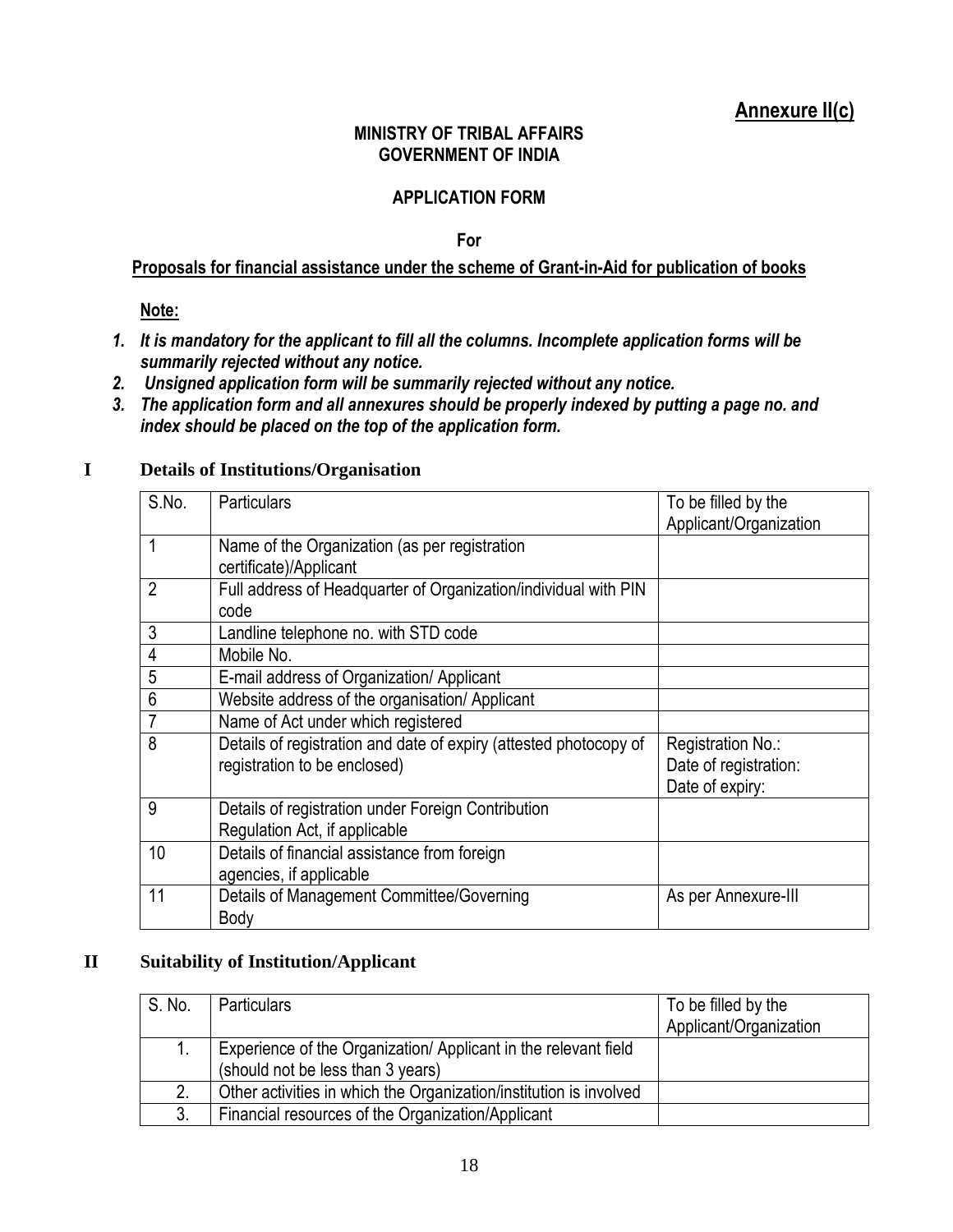**Annexure II(c)**

**MINISTRY OF TRIBAL AFFAIRS**
**GOVERNMENT OF INDIA**

**APPLICATION FORM**

**For**

**Proposals for financial assistance under the scheme of Grant-in-Aid for publication of books**

**Note:**

1. ***It is mandatory for the applicant to fill all the columns. Incomplete application forms will be summarily rejected without any notice.***
2. ***Unsigned application form will be summarily rejected without any notice.***
3. ***The application form and all annexures should be properly indexed by putting a page no. and index should be placed on the top of the application form.***

## I Details of Institutions/Organisation

| S.No. | Particulars | To be filled by the Applicant/Organization |
|---|---|---|
| 1 | Name of the Organization (as per registration certificate)/Applicant | |
| 2 | Full address of Headquarter of Organization/individual with PIN code | |
| 3 | Landline telephone no. with STD code | |
| 4 | Mobile No. | |
| 5 | E-mail address of Organization/ Applicant | |
| 6 | Website address of the organisation/ Applicant | |
| 7 | Name of Act under which registered | |
| 8 | Details of registration and date of expiry (attested photocopy of registration to be enclosed) | Registration No.:<br>Date of registration:<br>Date of expiry: |
| 9 | Details of registration under Foreign Contribution Regulation Act, if applicable | |
| 10 | Details of financial assistance from foreign agencies, if applicable | |
| 11 | Details of Management Committee/Governing Body | As per Annexure-III |

## II Suitability of Institution/Applicant

| S. No. | Particulars | To be filled by the Applicant/Organization |
|---|---|---|
| 1. | Experience of the Organization/ Applicant in the relevant field (should not be less than 3 years) | |
| 2. | Other activities in which the Organization/institution is involved | |
| 3. | Financial resources of the Organization/Applicant | |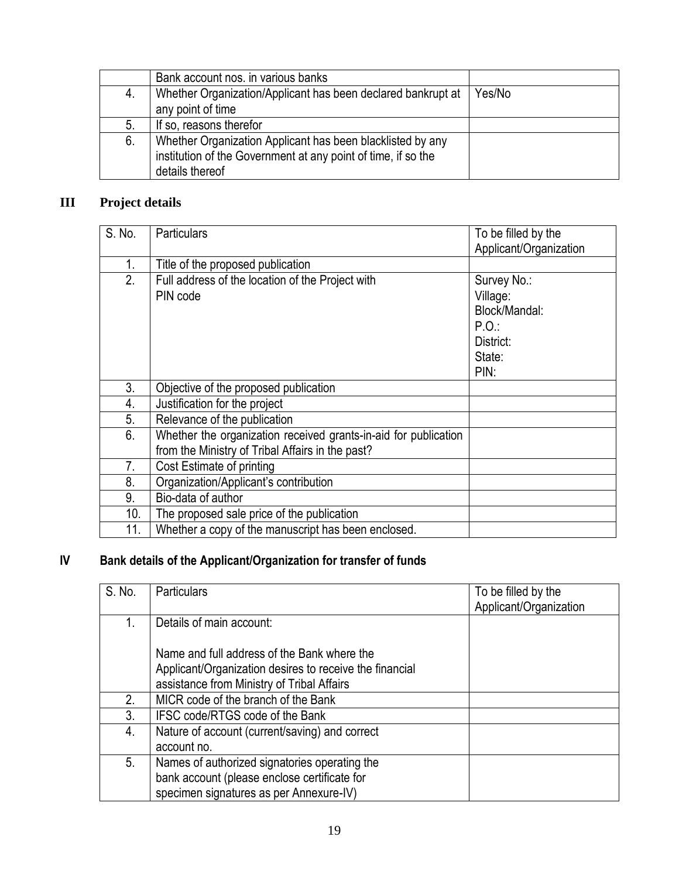| | | |
|---|---|---|
| | Bank account nos. in various banks | |
| 4. | Whether Organization/Applicant has been declared bankrupt at any point of time | Yes/No |
| 5. | If so, reasons therefor | |
| 6. | Whether Organization Applicant has been blacklisted by any institution of the Government at any point of time, if so the details thereof | |

## III Project details

| S. No. | Particulars | To be filled by the Applicant/Organization |
|---|---|---|
| 1. | Title of the proposed publication | |
| 2. | Full address of the location of the Project with PIN code | Survey No.:<br>Village:<br>Block/Mandal:<br>P.O.:<br>District:<br>State:<br>PIN: |
| 3. | Objective of the proposed publication | |
| 4. | Justification for the project | |
| 5. | Relevance of the publication | |
| 6. | Whether the organization received grants-in-aid for publication from the Ministry of Tribal Affairs in the past? | |
| 7. | Cost Estimate of printing | |
| 8. | Organization/Applicant's contribution | |
| 9. | Bio-data of author | |
| 10. | The proposed sale price of the publication | |
| 11. | Whether a copy of the manuscript has been enclosed. | |

## IV Bank details of the Applicant/Organization for transfer of funds

| S. No. | Particulars | To be filled by the Applicant/Organization |
|---|---|---|
| 1. | Details of main account:<br><br>Name and full address of the Bank where the Applicant/Organization desires to receive the financial assistance from Ministry of Tribal Affairs | |
| 2. | MICR code of the branch of the Bank | |
| 3. | IFSC code/RTGS code of the Bank | |
| 4. | Nature of account (current/saving) and correct account no. | |
| 5. | Names of authorized signatories operating the bank account (please enclose certificate for specimen signatures as per Annexure-IV) | |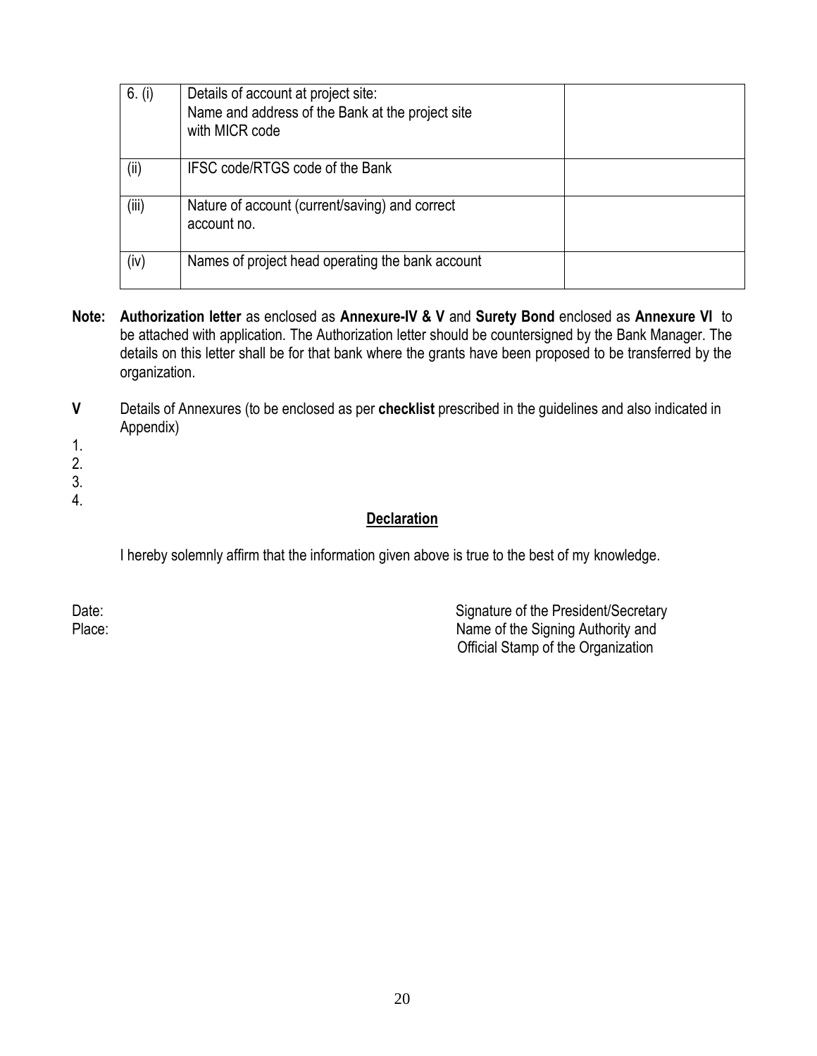| 6. (i) | Details of account at project site:<br>Name and address of the Bank at the project site with MICR code | |
|---|---|---|
| (ii) | IFSC code/RTGS code of the Bank | |
| (iii) | Nature of account (current/saving) and correct account no. | |
| (iv) | Names of project head operating the bank account | |

**Note:** **Authorization letter** as enclosed as **Annexure-IV & V** and **Surety Bond** enclosed as **Annexure VI** to be attached with application. The Authorization letter should be countersigned by the Bank Manager. The details on this letter shall be for that bank where the grants have been proposed to be transferred by the organization.

**V** Details of Annexures (to be enclosed as per **checklist** prescribed in the guidelines and also indicated in Appendix)

1.
2.
3.
4.

## Declaration

I hereby solemnly affirm that the information given above is true to the best of my knowledge.

Date:

Place:

Signature of the President/Secretary
Name of the Signing Authority and
Official Stamp of the Organization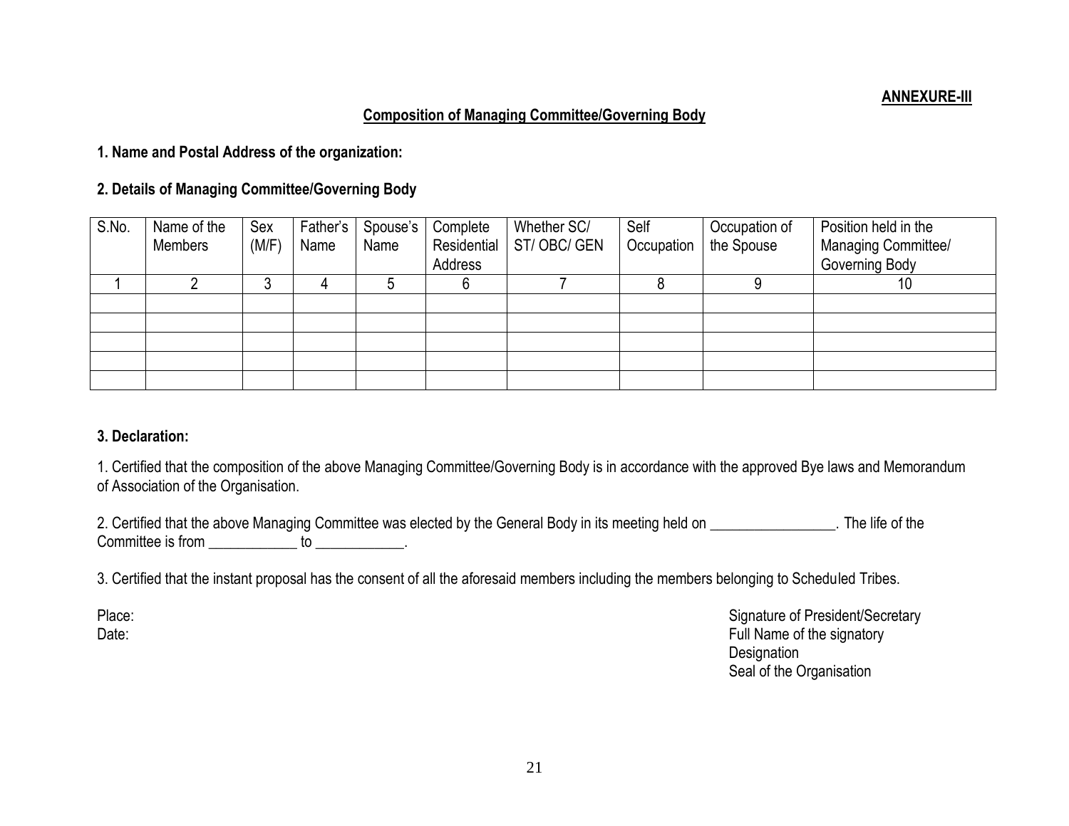**ANNEXURE-III**

## Composition of Managing Committee/Governing Body

**1. Name and Postal Address of the organization:**

**2. Details of Managing Committee/Governing Body**

| S.No. | Name of the Members | Sex (M/F) | Father's Name | Spouse's Name | Complete Residential Address | Whether SC/ ST/ OBC/ GEN | Self Occupation | Occupation of the Spouse | Position held in the Managing Committee/ Governing Body |
|---|---|---|---|---|---|---|---|---|---|
| 1 | 2 | 3 | 4 | 5 | 6 | 7 | 8 | 9 | 10 |
| | | | | | | | | | |
| | | | | | | | | | |
| | | | | | | | | | |
| | | | | | | | | | |
| | | | | | | | | | |

**3. Declaration:**

1. Certified that the composition of the above Managing Committee/Governing Body is in accordance with the approved Bye laws and Memorandum of Association of the Organisation.

2. Certified that the above Managing Committee was elected by the General Body in its meeting held on _________________. The life of the Committee is from ____________ to ____________.

3. Certified that the instant proposal has the consent of all the aforesaid members including the members belonging to Scheduled Tribes.

Place:
Date:

Signature of President/Secretary
Full Name of the signatory
Designation
Seal of the Organisation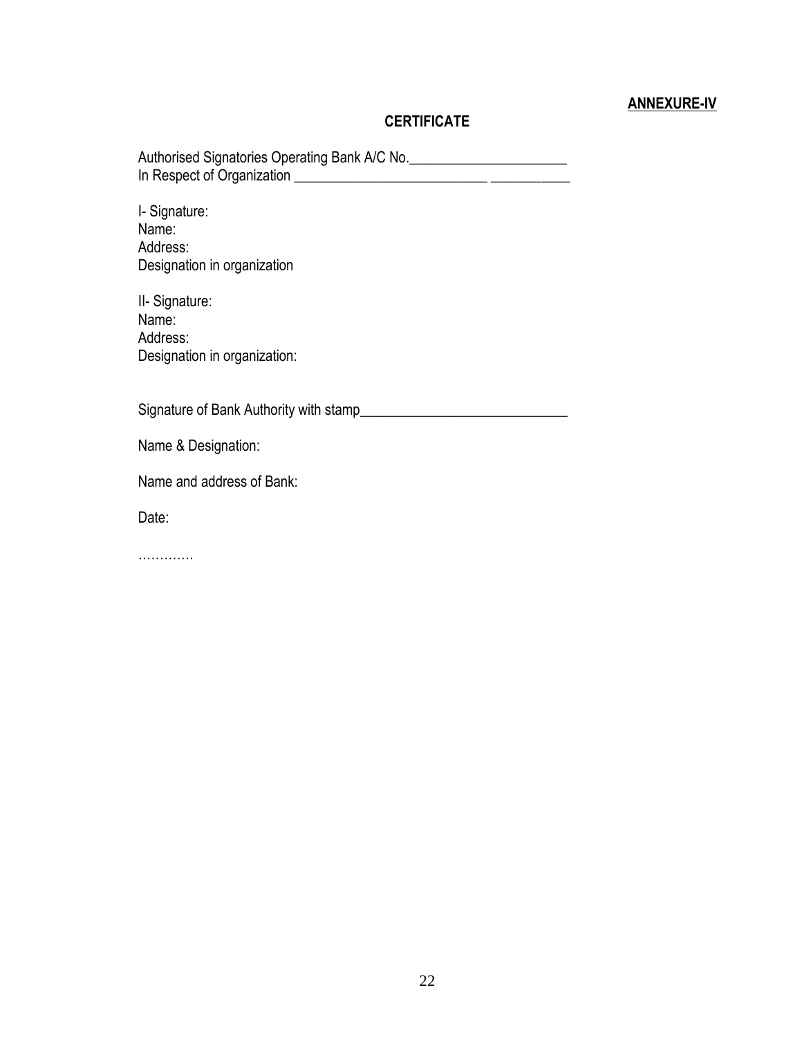**ANNEXURE-IV**

## CERTIFICATE

Authorised Signatories Operating Bank A/C No.______________________
In Respect of Organization __________________________ ___________

I- Signature:
Name:
Address:
Designation in organization

II- Signature:
Name:
Address:
Designation in organization:

Signature of Bank Authority with stamp____________________________

Name & Designation:

Name and address of Bank:

Date:

………….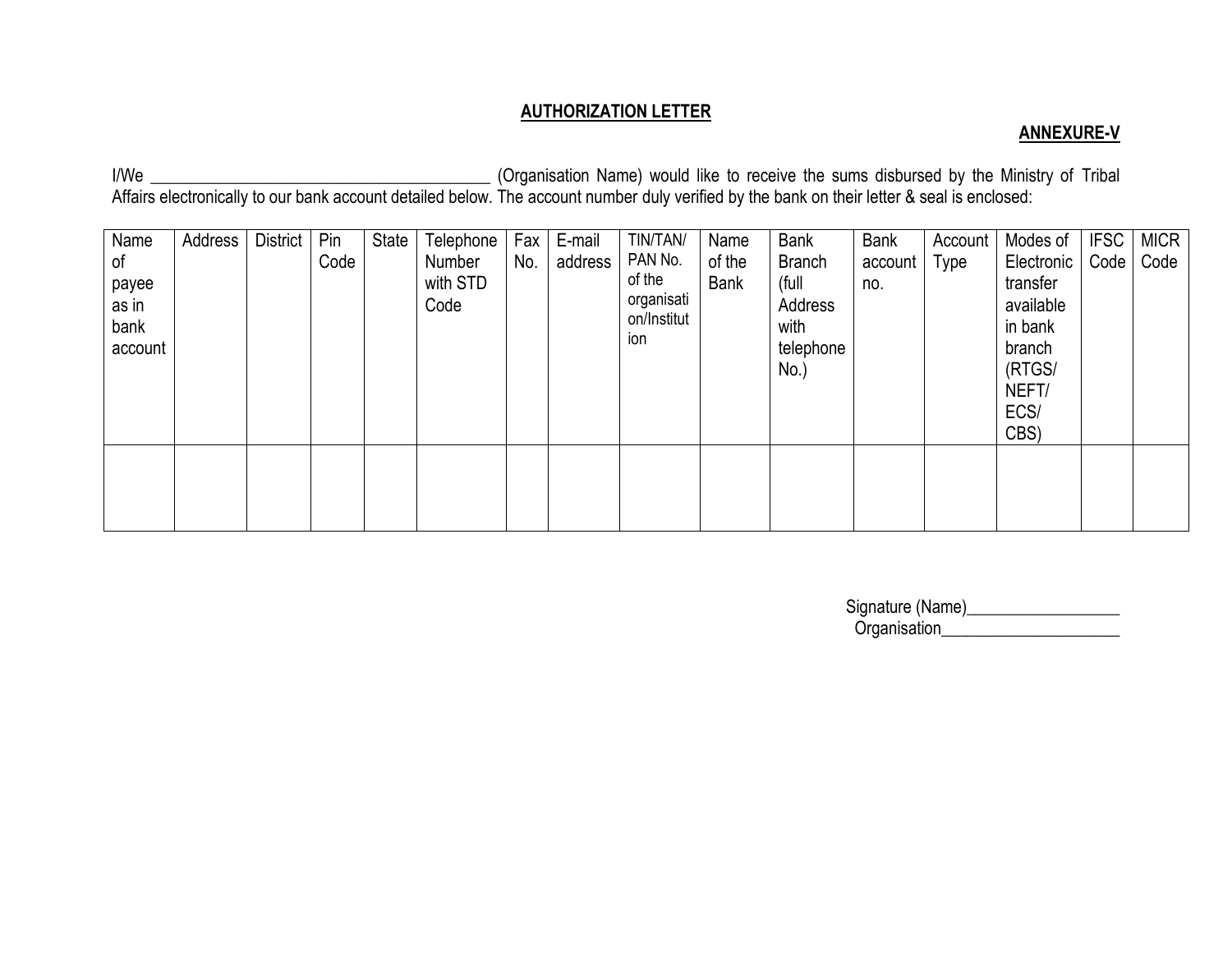**AUTHORIZATION LETTER**

**ANNEXURE-V**

I/We ________________________________________ (Organisation Name) would like to receive the sums disbursed by the Ministry of Tribal Affairs electronically to our bank account detailed below. The account number duly verified by the bank on their letter & seal is enclosed:

| Name of payee as in bank account | Address | District | Pin Code | State | Telephone Number with STD Code | Fax No. | E-mail address | TIN/TAN/ PAN No. of the organisation/Institution | Name of the Bank | Bank Branch (full Address with telephone No.) | Bank account no. | Account Type | Modes of Electronic transfer available in bank branch (RTGS/ NEFT/ ECS/ CBS) | IFSC Code | MICR Code |
|---|---|---|---|---|---|---|---|---|---|---|---|---|---|---|---|
| | | | | | | | | | | | | | | | |

Signature (Name)__________________

Organisation_____________________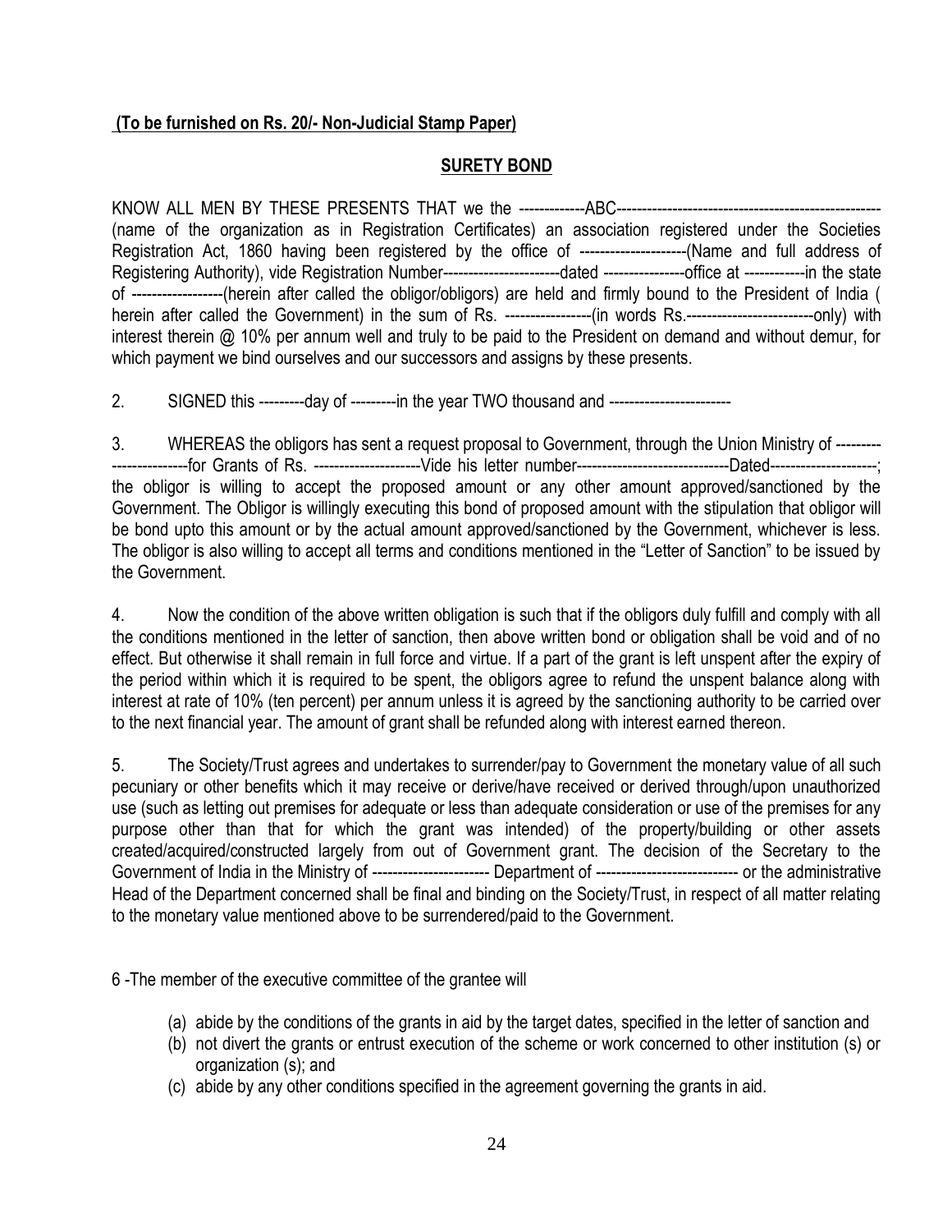**(To be furnished on Rs. 20/- Non-Judicial Stamp Paper)**

## SURETY BOND

KNOW ALL MEN BY THESE PRESENTS THAT we the -------------ABC---------------------------------------------------- (name of the organization as in Registration Certificates) an association registered under the Societies Registration Act, 1860 having been registered by the office of ---------------------(Name and full address of Registering Authority), vide Registration Number-----------------------dated ----------------office at ------------in the state of ------------------(herein after called the obligor/obligors) are held and firmly bound to the President of India ( herein after called the Government) in the sum of Rs. -----------------(in words Rs.-------------------------only) with interest therein @ 10% per annum well and truly to be paid to the President on demand and without demur, for which payment we bind ourselves and our successors and assigns by these presents.

2. SIGNED this ---------day of ---------in the year TWO thousand and ------------------------

3. WHEREAS the obligors has sent a request proposal to Government, through the Union Ministry of ------------------------for Grants of Rs. ---------------------Vide his letter number------------------------------Dated---------------------; the obligor is willing to accept the proposed amount or any other amount approved/sanctioned by the Government. The Obligor is willingly executing this bond of proposed amount with the stipulation that obligor will be bond upto this amount or by the actual amount approved/sanctioned by the Government, whichever is less. The obligor is also willing to accept all terms and conditions mentioned in the "Letter of Sanction" to be issued by the Government.

4. Now the condition of the above written obligation is such that if the obligors duly fulfill and comply with all the conditions mentioned in the letter of sanction, then above written bond or obligation shall be void and of no effect. But otherwise it shall remain in full force and virtue. If a part of the grant is left unspent after the expiry of the period within which it is required to be spent, the obligors agree to refund the unspent balance along with interest at rate of 10% (ten percent) per annum unless it is agreed by the sanctioning authority to be carried over to the next financial year. The amount of grant shall be refunded along with interest earned thereon.

5. The Society/Trust agrees and undertakes to surrender/pay to Government the monetary value of all such pecuniary or other benefits which it may receive or derive/have received or derived through/upon unauthorized use (such as letting out premises for adequate or less than adequate consideration or use of the premises for any purpose other than that for which the grant was intended) of the property/building or other assets created/acquired/constructed largely from out of Government grant. The decision of the Secretary to the Government of India in the Ministry of ----------------------- Department of ---------------------------- or the administrative Head of the Department concerned shall be final and binding on the Society/Trust, in respect of all matter relating to the monetary value mentioned above to be surrendered/paid to the Government.

6 -The member of the executive committee of the grantee will

(a) abide by the conditions of the grants in aid by the target dates, specified in the letter of sanction and
(b) not divert the grants or entrust execution of the scheme or work concerned to other institution (s) or organization (s); and
(c) abide by any other conditions specified in the agreement governing the grants in aid.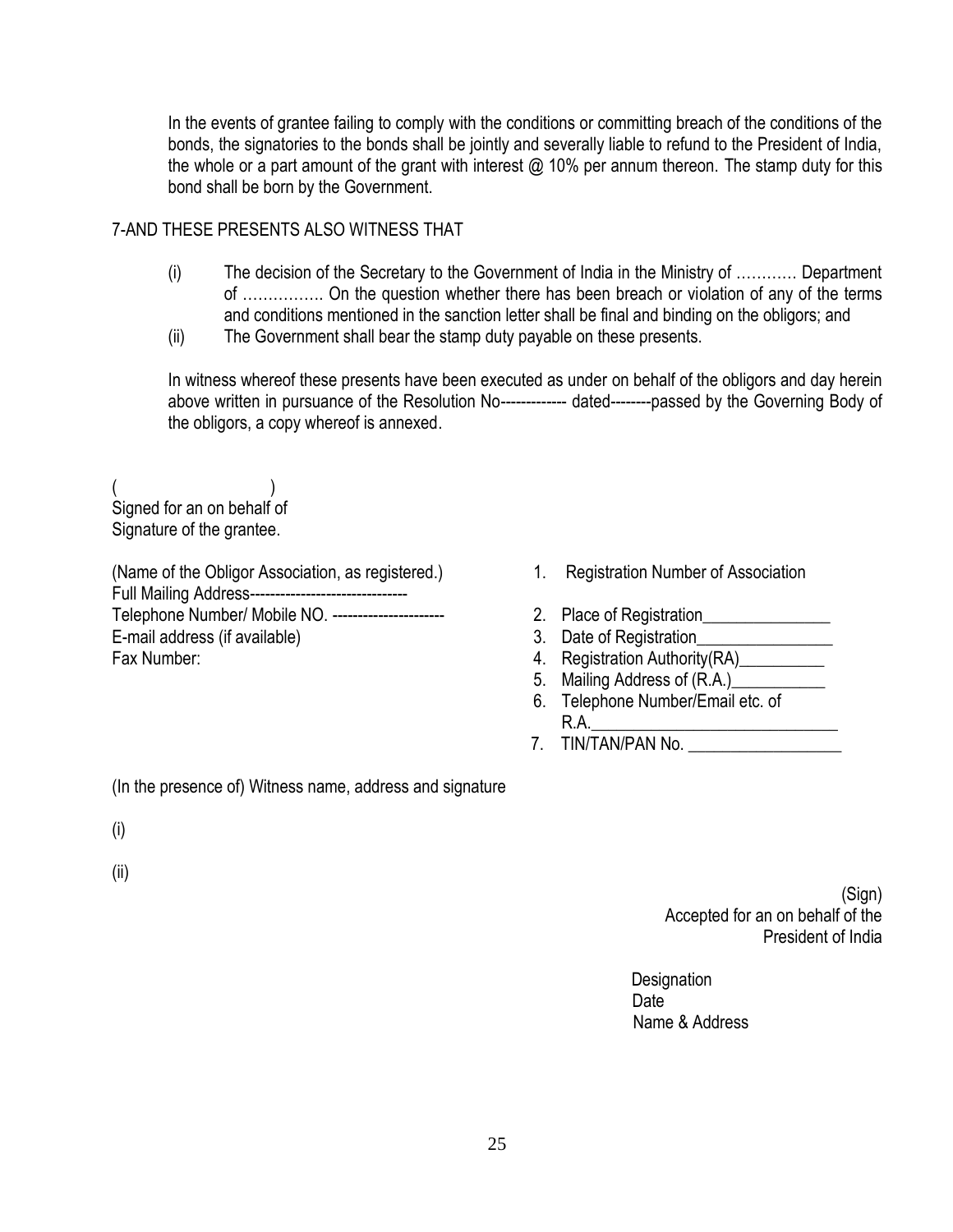In the events of grantee failing to comply with the conditions or committing breach of the conditions of the bonds, the signatories to the bonds shall be jointly and severally liable to refund to the President of India, the whole or a part amount of the grant with interest @ 10% per annum thereon. The stamp duty for this bond shall be born by the Government.

7-AND THESE PRESENTS ALSO WITNESS THAT

(i) The decision of the Secretary to the Government of India in the Ministry of ………… Department of ……………. On the question whether there has been breach or violation of any of the terms and conditions mentioned in the sanction letter shall be final and binding on the obligors; and

(ii) The Government shall bear the stamp duty payable on these presents.

In witness whereof these presents have been executed as under on behalf of the obligors and day herein above written in pursuance of the Resolution No------------- dated--------passed by the Governing Body of the obligors, a copy whereof is annexed.

( )
Signed for an on behalf of
Signature of the grantee.

(Name of the Obligor Association, as registered.)
Full Mailing Address-------------------------------
Telephone Number/ Mobile NO. ----------------------
E-mail address (if available)
Fax Number:

1. Registration Number of Association
2. Place of Registration_______________
3. Date of Registration________________
4. Registration Authority(RA)__________
5. Mailing Address of (R.A.)___________
6. Telephone Number/Email etc. of R.A.____________________________
7. TIN/TAN/PAN No. __________________

(In the presence of) Witness name, address and signature

(i)

(ii)

(Sign)
Accepted for an on behalf of the
President of India

Designation
Date
Name & Address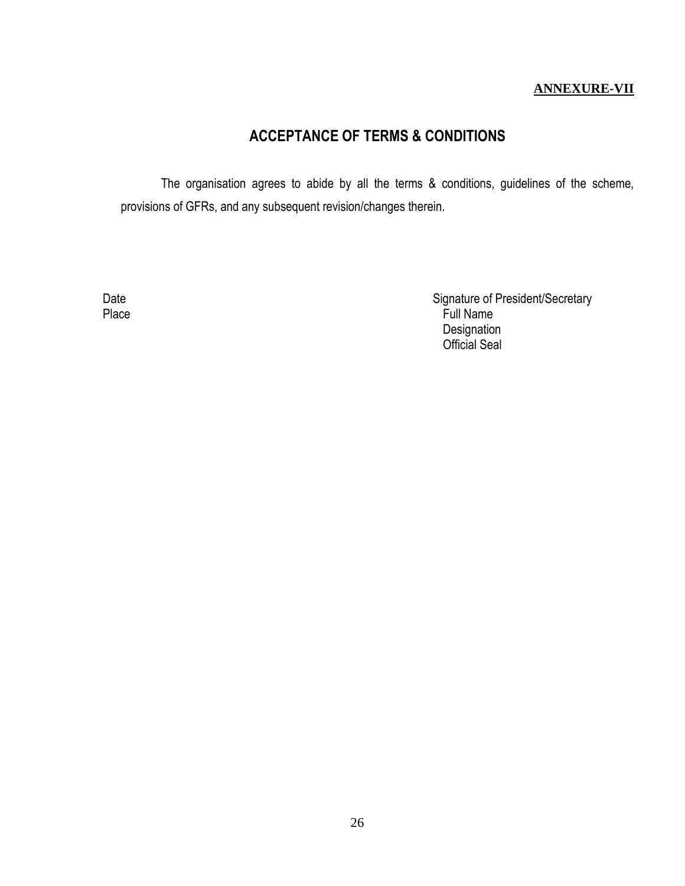**ANNEXURE-VII**

## ACCEPTANCE OF TERMS & CONDITIONS

The organisation agrees to abide by all the terms & conditions, guidelines of the scheme, provisions of GFRs, and any subsequent revision/changes therein.

Date

Place

Signature of President/Secretary

Full Name

Designation

Official Seal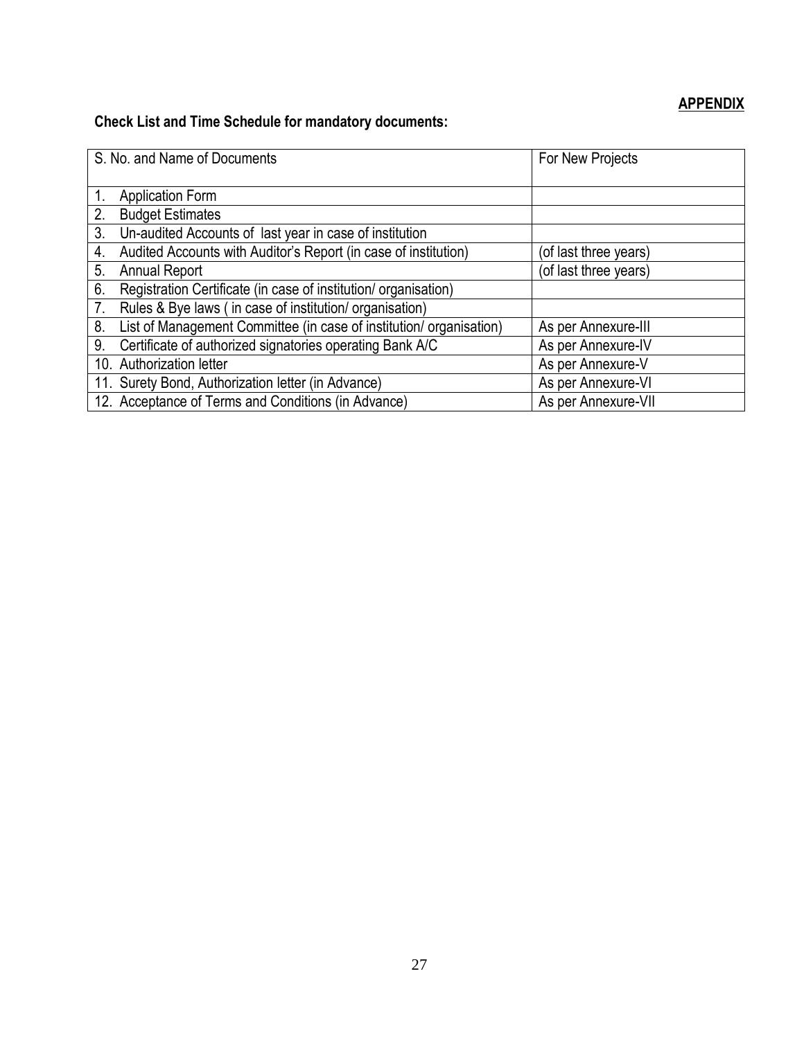**APPENDIX**

**Check List and Time Schedule for mandatory documents:**

| S. No. and Name of Documents | For New Projects |
|---|---|
| 1. Application Form | |
| 2. Budget Estimates | |
| 3. Un-audited Accounts of last year in case of institution | |
| 4. Audited Accounts with Auditor's Report (in case of institution) | (of last three years) |
| 5. Annual Report | (of last three years) |
| 6. Registration Certificate (in case of institution/ organisation) | |
| 7. Rules & Bye laws ( in case of institution/ organisation) | |
| 8. List of Management Committee (in case of institution/ organisation) | As per Annexure-III |
| 9. Certificate of authorized signatories operating Bank A/C | As per Annexure-IV |
| 10. Authorization letter | As per Annexure-V |
| 11. Surety Bond, Authorization letter (in Advance) | As per Annexure-VI |
| 12. Acceptance of Terms and Conditions (in Advance) | As per Annexure-VII |